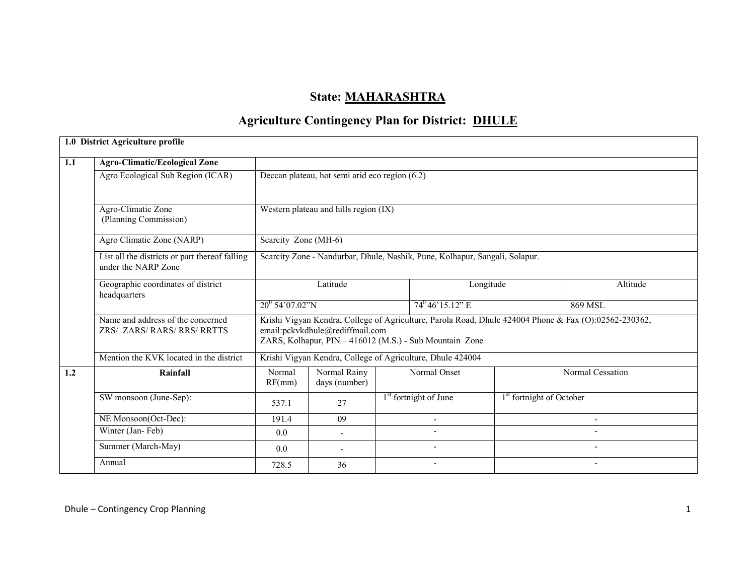# State: MAHARASHTRA

## Agriculture Contingency Plan for District: DHULE

| 1.0 District Agriculture profile | | | | | | |
|---|---|---|---|---|---|---|
| **1.1** | **Agro-Climatic/Ecological Zone** | | | | | |
| | Agro Ecological Sub Region (ICAR) | Deccan plateau, hot semi arid eco region (6.2) | | | | |
| | Agro-Climatic Zone (Planning Commission) | Western plateau and hills region (IX) | | | | |
| | Agro Climatic Zone (NARP) | Scarcity Zone (MH-6) | | | | |
| | List all the districts or part thereof falling under the NARP Zone | Scarcity Zone - Nandurbar, Dhule, Nashik, Pune, Kolhapur, Sangali, Solapur. | | | | |
| | Geographic coordinates of district headquarters | Latitude | | Longitude | | Altitude |
| | | $20^0$ 54'07.02"N | | $74^0$ 46'15.12" E | | 869 MSL |
| | Name and address of the concerned ZRS/ ZARS/ RARS/ RRS/ RRTTS | Krishi Vigyan Kendra, College of Agriculture, Parola Road, Dhule 424004 Phone & Fax (O):02562-230362, email:pckvkdhule@rediffmail.com<br>ZARS, Kolhapur, PIN – 416012 (M.S.) - Sub Mountain Zone | | | | |
| | Mention the KVK located in the district | Krishi Vigyan Kendra, College of Agriculture, Dhule 424004 | | | | |
| **1.2** | **Rainfall** | Normal RF(mm) | Normal Rainy days (number) | Normal Onset | Normal Cessation | |
| | SW monsoon (June-Sep): | 537.1 | 27 | 1st fortnight of June | 1st fortnight of October | |
| | NE Monsoon(Oct-Dec): | 191.4 | 09 | - | - | |
| | Winter (Jan- Feb) | 0.0 | - | - | - | |
| | Summer (March-May) | 0.0 | - | - | - | |
| | Annual | 728.5 | 36 | - | - | |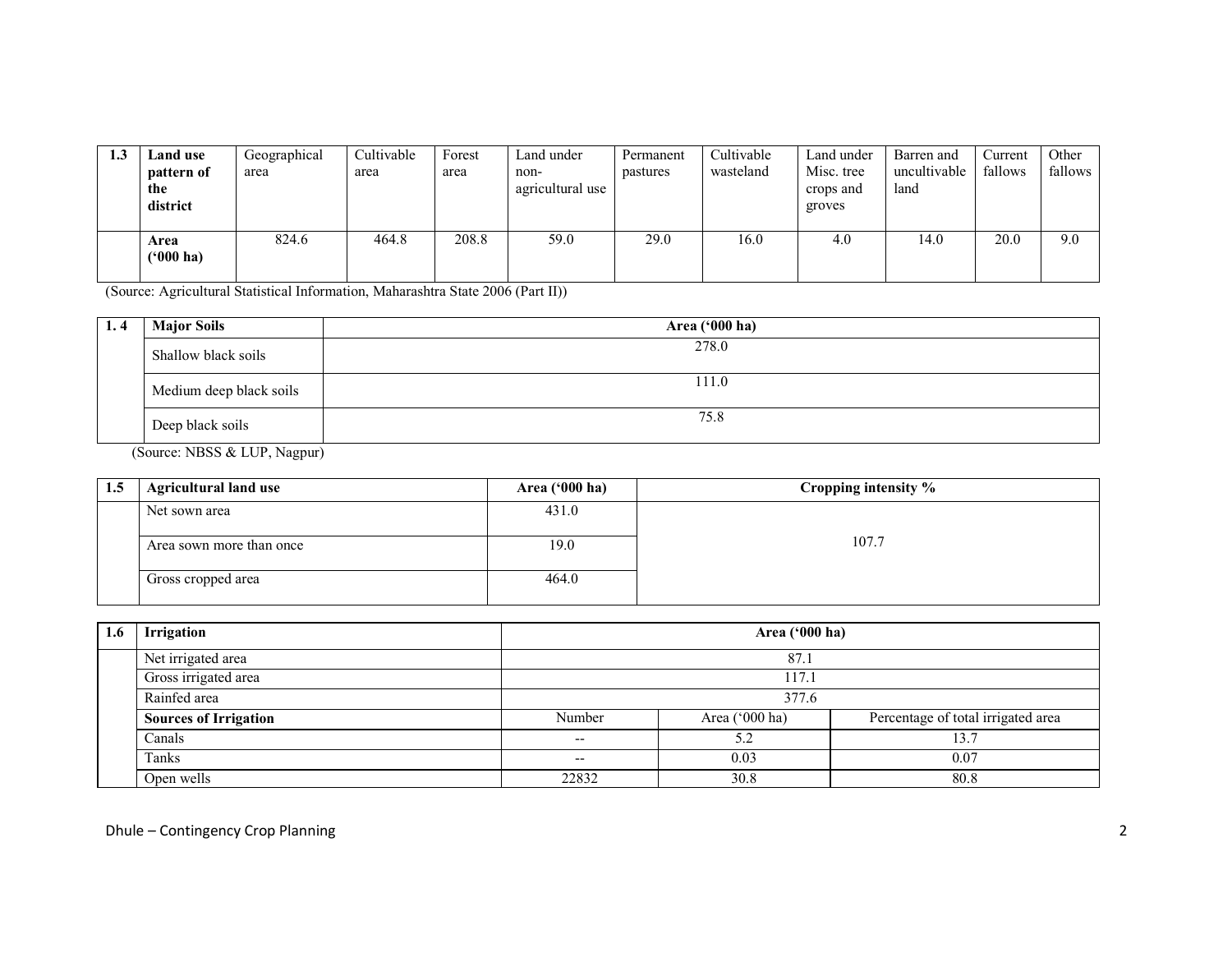| 1.3 | Land use pattern of the district | Geographical area | Cultivable area | Forest area | Land under non-agricultural use | Permanent pastures | Cultivable wasteland | Land under Misc. tree crops and groves | Barren and uncultivable land | Current fallows | Other fallows |
|---|---|---|---|---|---|---|---|---|---|---|---|
| | Area ('000 ha) | 824.6 | 464.8 | 208.8 | 59.0 | 29.0 | 16.0 | 4.0 | 14.0 | 20.0 | 9.0 |

(Source: Agricultural Statistical Information, Maharashtra State 2006 (Part II))

| 1. 4 | Major Soils | Area ('000 ha) |
|---|---|---|
| | Shallow black soils | 278.0 |
| | Medium deep black soils | 111.0 |
| | Deep black soils | 75.8 |

(Source: NBSS & LUP, Nagpur)

| 1.5 | Agricultural land use | Area ('000 ha) | Cropping intensity % |
|---|---|---|---|
| | Net sown area | 431.0 | 107.7 |
| | Area sown more than once | 19.0 | |
| | Gross cropped area | 464.0 | |

| 1.6 | Irrigation | Area ('000 ha) | | |
|---|---|---|---|---|
| | Net irrigated area | 87.1 | | |
| | Gross irrigated area | 117.1 | | |
| | Rainfed area | 377.6 | | |
| | **Sources of Irrigation** | Number | Area ('000 ha) | Percentage of total irrigated area |
| | Canals | -- | 5.2 | 13.7 |
| | Tanks | -- | 0.03 | 0.07 |
| | Open wells | 22832 | 30.8 | 80.8 |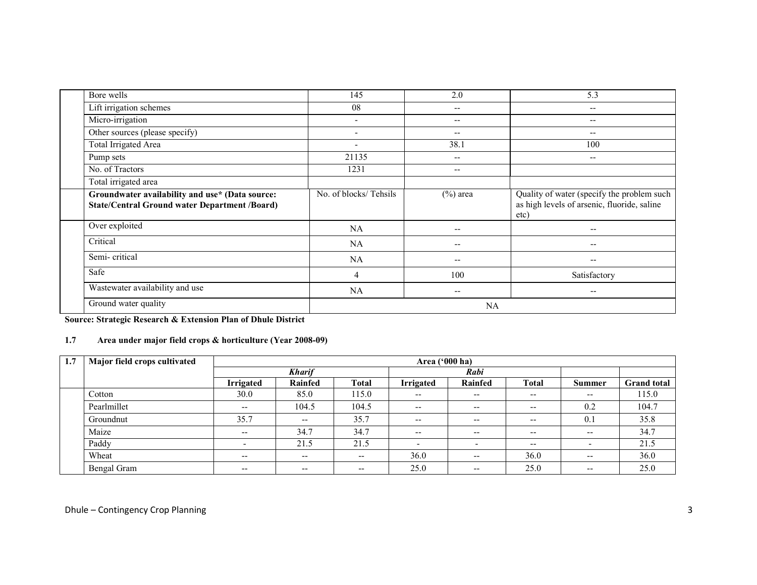| | | | | |
|---|---|---|---|---|
| | Bore wells | 145 | 2.0 | 5.3 |
| | Lift irrigation schemes | 08 | -- | -- |
| | Micro-irrigation | - | -- | -- |
| | Other sources (please specify) | - | -- | -- |
| | Total Irrigated Area | - | 38.1 | 100 |
| | Pump sets | 21135 | -- | -- |
| | No. of Tractors | 1231 | -- | |
| | Total irrigated area | | | |
| | **Groundwater availability and use* (Data source: State/Central Ground water Department /Board)** | No. of blocks/ Tehsils | (%) area | Quality of water (specify the problem such as high levels of arsenic, fluoride, saline etc) |
| | Over exploited | NA | -- | -- |
| | Critical | NA | -- | -- |
| | Semi- critical | NA | -- | -- |
| | Safe | 4 | 100 | Satisfactory |
| | Wastewater availability and use | NA | -- | -- |
| | Ground water quality | NA | | |

**Source: Strategic Research & Extension Plan of Dhule District**

**1.7 Area under major field crops & horticulture (Year 2008-09)**

| 1.7 | Major field crops cultivated | Area ('000 ha) | | | | | | | |
|---|---|---|---|---|---|---|---|---|---|
| | | ***Kharif*** | | | ***Rabi*** | | | | |
| | | **Irrigated** | **Rainfed** | **Total** | **Irrigated** | **Rainfed** | **Total** | **Summer** | **Grand total** |
| | Cotton | 30.0 | 85.0 | 115.0 | -- | -- | -- | -- | 115.0 |
| | Pearlmillet | -- | 104.5 | 104.5 | -- | -- | -- | 0.2 | 104.7 |
| | Groundnut | 35.7 | -- | 35.7 | -- | -- | -- | 0.1 | 35.8 |
| | Maize | -- | 34.7 | 34.7 | -- | -- | -- | -- | 34.7 |
| | Paddy | - | 21.5 | 21.5 | - | - | -- | - | 21.5 |
| | Wheat | -- | -- | -- | 36.0 | -- | 36.0 | -- | 36.0 |
| | Bengal Gram | -- | -- | -- | 25.0 | -- | 25.0 | -- | 25.0 |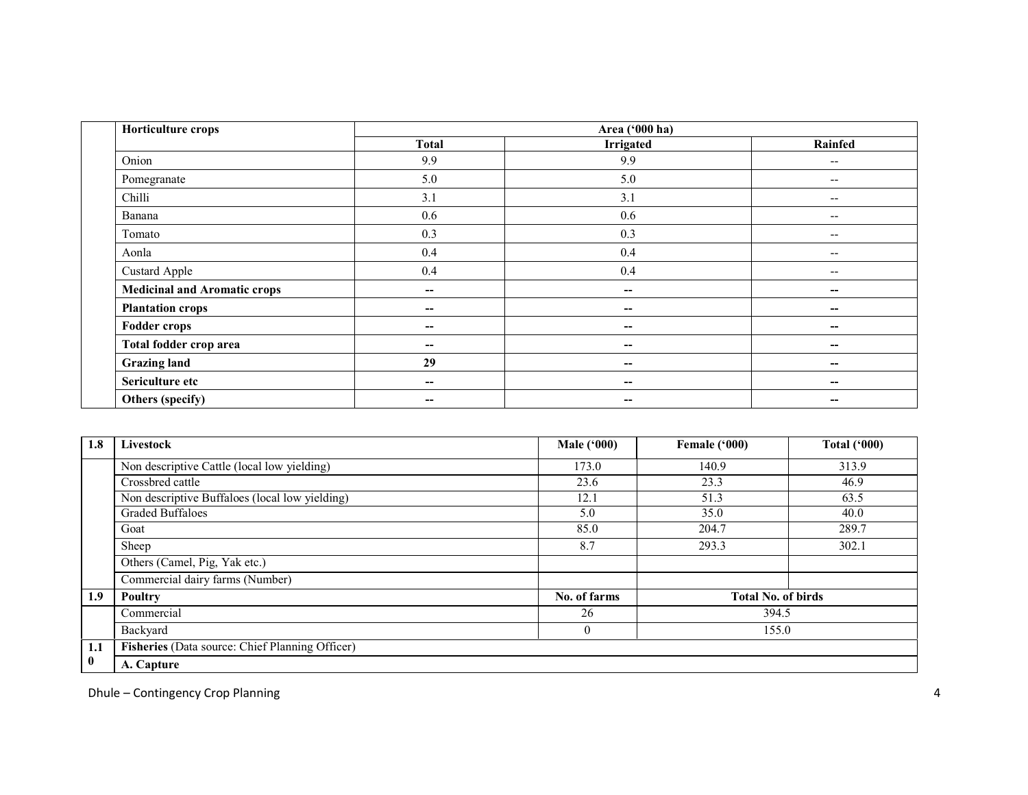| | Horticulture crops | Area ('000 ha) | | |
|---|---|---|---|---|
| | | Total | Irrigated | Rainfed |
| | Onion | 9.9 | 9.9 | -- |
| | Pomegranate | 5.0 | 5.0 | -- |
| | Chilli | 3.1 | 3.1 | -- |
| | Banana | 0.6 | 0.6 | -- |
| | Tomato | 0.3 | 0.3 | -- |
| | Aonla | 0.4 | 0.4 | -- |
| | Custard Apple | 0.4 | 0.4 | -- |
| | **Medicinal and Aromatic crops** | -- | -- | -- |
| | **Plantation crops** | -- | -- | -- |
| | **Fodder crops** | -- | -- | -- |
| | **Total fodder crop area** | -- | -- | -- |
| | **Grazing land** | **29** | -- | -- |
| | **Sericulture etc** | -- | -- | -- |
| | **Others (specify)** | -- | -- | -- |

| 1.8 | Livestock | Male ('000) | Female ('000) | Total ('000) |
|---|---|---|---|---|
| | Non descriptive Cattle (local low yielding) | 173.0 | 140.9 | 313.9 |
| | Crossbred cattle | 23.6 | 23.3 | 46.9 |
| | Non descriptive Buffaloes (local low yielding) | 12.1 | 51.3 | 63.5 |
| | Graded Buffaloes | 5.0 | 35.0 | 40.0 |
| | Goat | 85.0 | 204.7 | 289.7 |
| | Sheep | 8.7 | 293.3 | 302.1 |
| | Others (Camel, Pig, Yak etc.) | | | |
| | Commercial dairy farms (Number) | | | |
| **1.9** | **Poultry** | **No. of farms** | **Total No. of birds** | |
| | Commercial | 26 | 394.5 | |
| | Backyard | 0 | 155.0 | |
| **1.10** | **Fisheries** (Data source: Chief Planning Officer) | | | |
| | **A. Capture** | | | |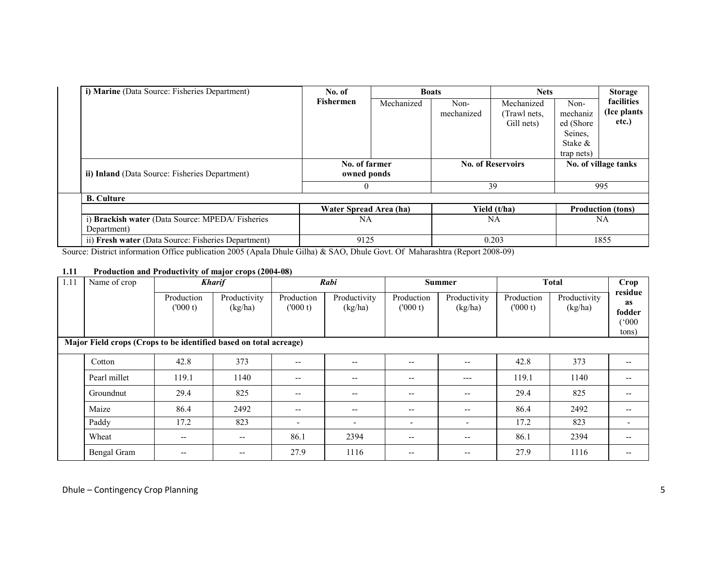| i) **Marine** (Data Source: Fisheries Department) | No. of Fishermen | Boats | | Nets | | Storage facilities (Ice plants etc.) |
|---|---|---|---|---|---|---|
| | | Mechanized | Non-mechanized | Mechanized (Trawl nets, Gill nets) | Non-mechanized (Shore Seines, Stake & trap nets) | |
| ii) **Inland** (Data Source: Fisheries Department) | No. of farmer owned ponds | | No. of Reservoirs | | No. of village tanks | |
| | 0 | | 39 | | 995 | |
| **B. Culture** | | | | | | |
| | Water Spread Area (ha) | | Yield (t/ha) | | Production (tons) | |
| i) **Brackish water** (Data Source: MPEDA/ Fisheries Department) | NA | | NA | | NA | |
| ii) **Fresh water** (Data Source: Fisheries Department) | 9125 | | 0.203 | | 1855 | |

Source: District information Office publication 2005 (Apala Dhule Gilha) & SAO, Dhule Govt. Of Maharashtra (Report 2008-09)

### 1.11 Production and Productivity of major crops (2004-08)

| 1.11 | Name of crop | *Kharif* | | *Rabi* | | Summer | | Total | | Crop residue as fodder ('000 tons) |
|---|---|---|---|---|---|---|---|---|---|---|
| | | Production ('000 t) | Productivity (kg/ha) | Production ('000 t) | Productivity (kg/ha) | Production ('000 t) | Productivity (kg/ha) | Production ('000 t) | Productivity (kg/ha) | |
| **Major Field crops (Crops to be identified based on total acreage)** | | | | | | | | | | |
| | Cotton | 42.8 | 373 | -- | -- | -- | -- | 42.8 | 373 | -- |
| | Pearl millet | 119.1 | 1140 | -- | -- | -- | --- | 119.1 | 1140 | -- |
| | Groundnut | 29.4 | 825 | -- | -- | -- | -- | 29.4 | 825 | -- |
| | Maize | 86.4 | 2492 | -- | -- | -- | -- | 86.4 | 2492 | -- |
| | Paddy | 17.2 | 823 | - | - | - | - | 17.2 | 823 | - |
| | Wheat | -- | -- | 86.1 | 2394 | -- | -- | 86.1 | 2394 | -- |
| | Bengal Gram | -- | -- | 27.9 | 1116 | -- | -- | 27.9 | 1116 | -- |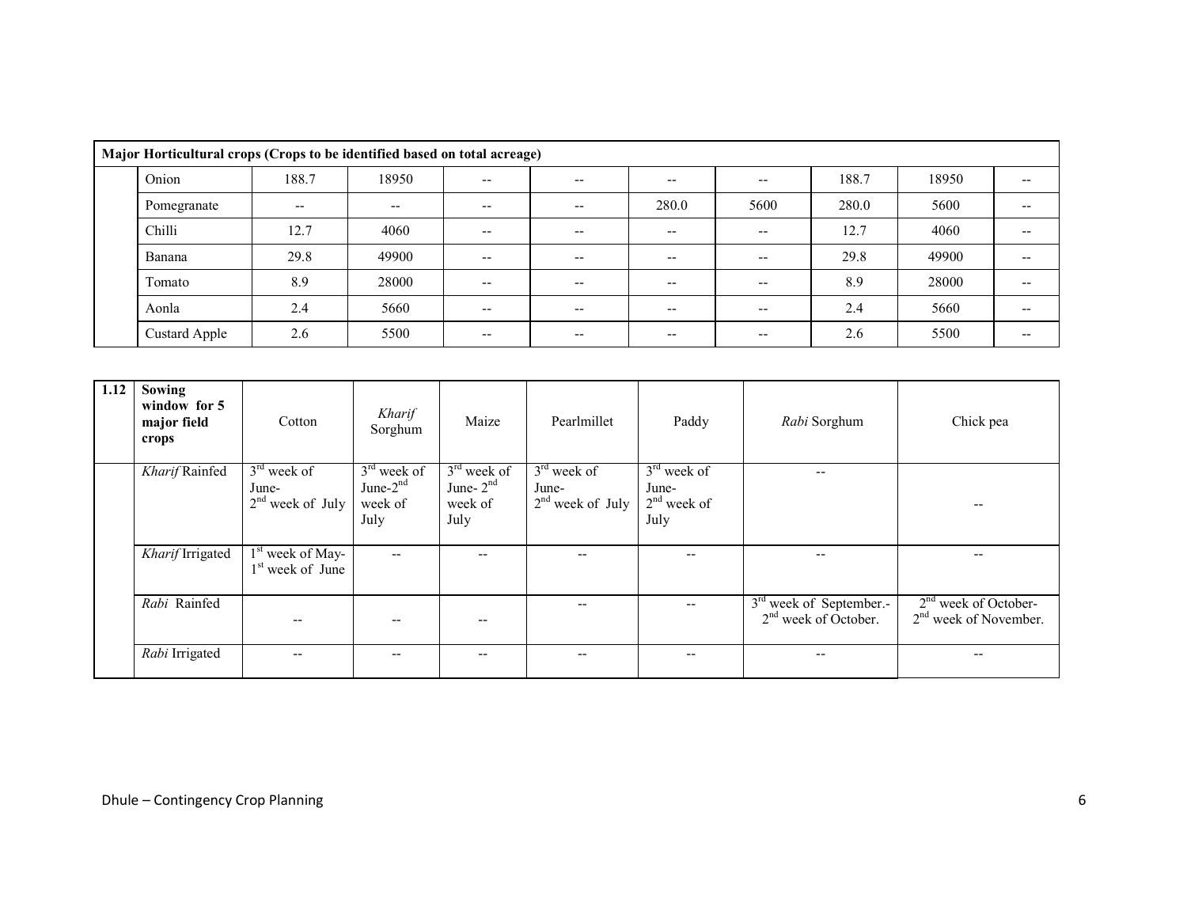| Major Horticultural crops (Crops to be identified based on total acreage) | | | | | | | | | |
|---|---|---|---|---|---|---|---|---|---|
| | Onion | 188.7 | 18950 | -- | -- | -- | -- | 188.7 | 18950 | -- |
| | Pomegranate | -- | -- | -- | -- | 280.0 | 5600 | 280.0 | 5600 | -- |
| | Chilli | 12.7 | 4060 | -- | -- | -- | -- | 12.7 | 4060 | -- |
| | Banana | 29.8 | 49900 | -- | -- | -- | -- | 29.8 | 49900 | -- |
| | Tomato | 8.9 | 28000 | -- | -- | -- | -- | 8.9 | 28000 | -- |
| | Aonla | 2.4 | 5660 | -- | -- | -- | -- | 2.4 | 5660 | -- |
| | Custard Apple | 2.6 | 5500 | -- | -- | -- | -- | 2.6 | 5500 | -- |

| 1.12 | **Sowing window for 5 major field crops** | Cotton | *Kharif* Sorghum | Maize | Pearlmillet | Paddy | *Rabi* Sorghum | Chick pea |
|---|---|---|---|---|---|---|---|---|
| | *Kharif* Rainfed | 3rd week of June- 2nd week of July | 3rd week of June-2nd week of July | 3rd week of June- 2nd week of July | 3rd week of June- 2nd week of July | 3rd week of June- 2nd week of July | -- | -- |
| | *Kharif* Irrigated | 1st week of May- 1st week of June | -- | -- | -- | -- | -- | -- |
| | *Rabi* Rainfed | -- | -- | -- | -- | -- | 3rd week of September.- 2nd week of October. | 2nd week of October- 2nd week of November. |
| | *Rabi* Irrigated | -- | -- | -- | -- | -- | -- | -- |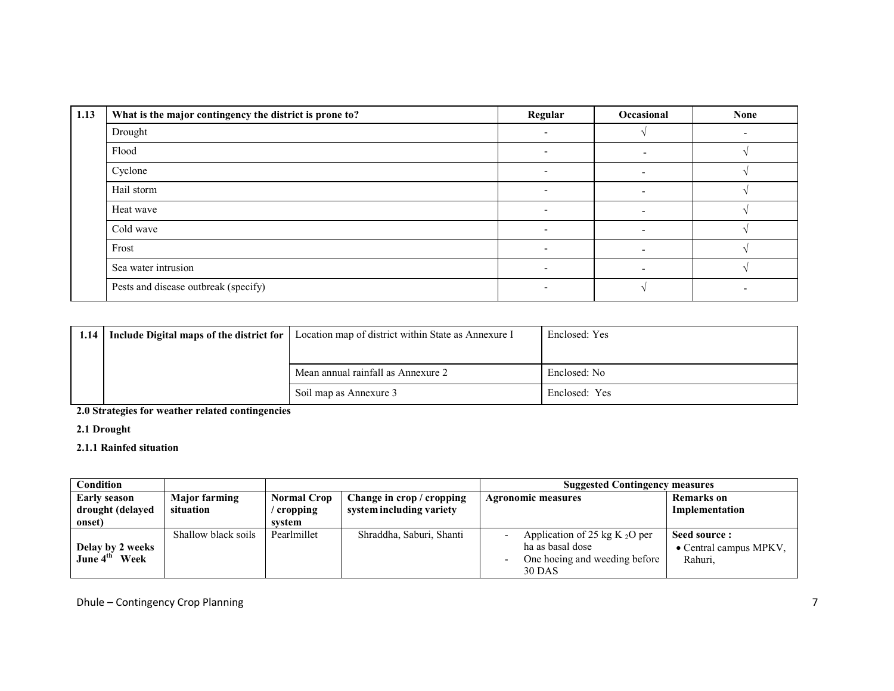| 1.13 | What is the major contingency the district is prone to? | Regular | Occasional | None |
|---|---|---|---|---|
| | Drought | - | √ | - |
| | Flood | - | - | √ |
| | Cyclone | - | - | √ |
| | Hail storm | - | - | √ |
| | Heat wave | - | - | √ |
| | Cold wave | - | - | √ |
| | Frost | - | - | √ |
| | Sea water intrusion | - | - | √ |
| | Pests and disease outbreak (specify) | - | √ | - |

| 1.14 | Include Digital maps of the district for | Location map of district within State as Annexure I | Enclosed: Yes |
|---|---|---|---|
| | | Mean annual rainfall as Annexure 2 | Enclosed: No |
| | | Soil map as Annexure 3 | Enclosed: Yes |

**2.0 Strategies for weather related contingencies**

**2.1 Drought**

**2.1.1 Rainfed situation**

| Condition | | | | Suggested Contingency measures | |
|---|---|---|---|---|---|
| **Early season drought (delayed onset)** | **Major farming situation** | **Normal Crop / cropping system** | **Change in crop / cropping system including variety** | **Agronomic measures** | **Remarks on Implementation** |
| **Delay by 2 weeks June 4th Week** | Shallow black soils | Pearlmillet | Shraddha, Saburi, Shanti | - Application of 25 kg $K_2O$ per ha as basal dose<br>- One hoeing and weeding before 30 DAS | **Seed source :**<br>• Central campus MPKV, Rahuri, |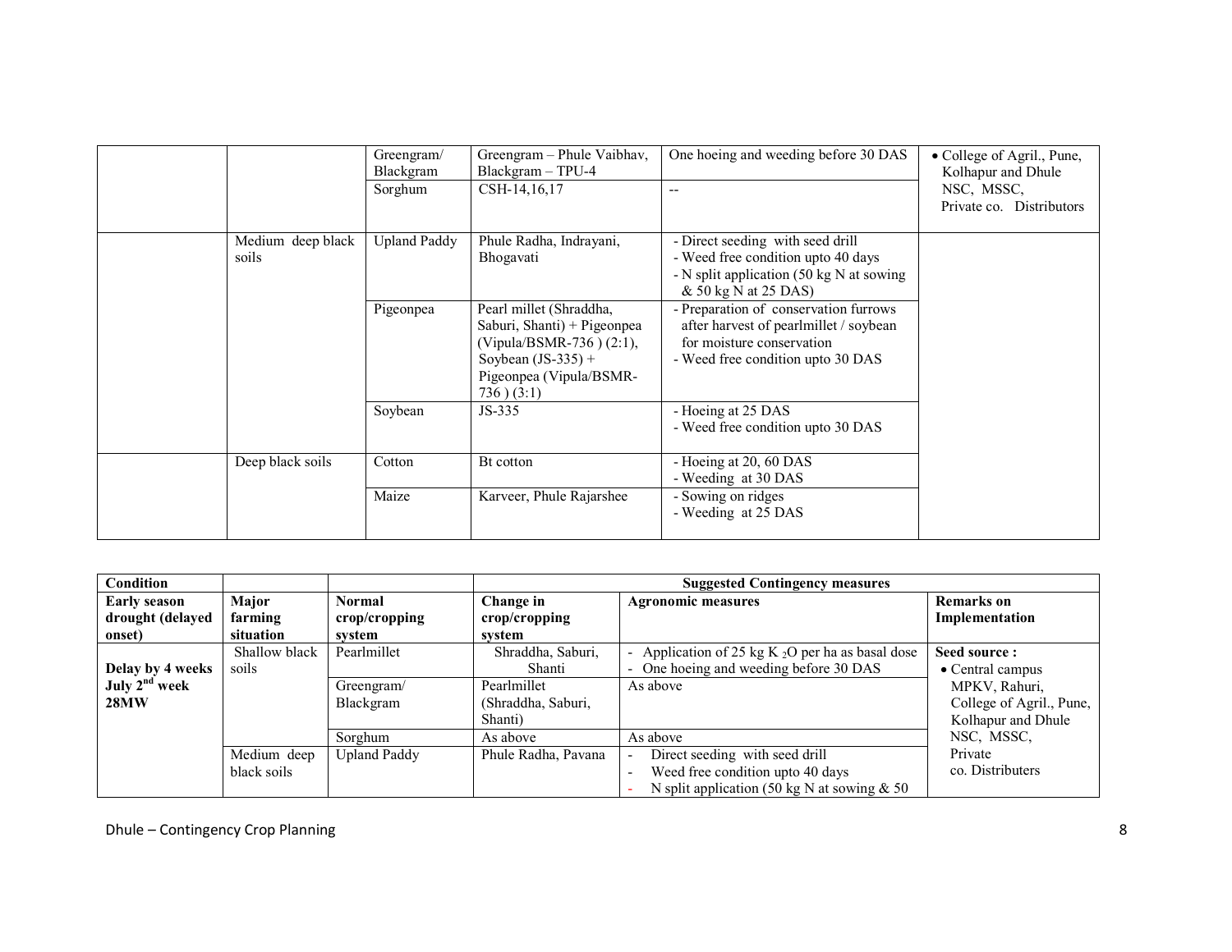| | | | | | |
|---|---|---|---|---|---|
| | | Greengram/ Blackgram | Greengram – Phule Vaibhav, Blackgram – TPU-4 | One hoeing and weeding before 30 DAS | • College of Agril., Pune, Kolhapur and Dhule NSC, MSSC, Private co. Distributors |
| | | Sorghum | CSH-14,16,17 | -- | |
| | Medium deep black soils | Upland Paddy | Phule Radha, Indrayani, Bhogavati | - Direct seeding with seed drill<br>- Weed free condition upto 40 days<br>- N split application (50 kg N at sowing & 50 kg N at 25 DAS) | |
| | | Pigeonpea | Pearl millet (Shraddha, Saburi, Shanti) + Pigeonpea (Vipula/BSMR-736 ) (2:1), Soybean (JS-335) + Pigeonpea (Vipula/BSMR-736 ) (3:1) | - Preparation of conservation furrows after harvest of pearlmillet / soybean for moisture conservation<br>- Weed free condition upto 30 DAS | |
| | | Soybean | JS-335 | - Hoeing at 25 DAS<br>- Weed free condition upto 30 DAS | |
| | Deep black soils | Cotton | Bt cotton | - Hoeing at 20, 60 DAS<br>- Weeding at 30 DAS | |
| | | Maize | Karveer, Phule Rajarshee | - Sowing on ridges<br>- Weeding at 25 DAS | |

| Condition | | | Suggested Contingency measures | | |
|---|---|---|---|---|---|
| **Early season drought (delayed onset)** | **Major farming situation** | **Normal crop/cropping system** | **Change in crop/cropping system** | **Agronomic measures** | **Remarks on Implementation** |
| **Delay by 4 weeks July 2nd week 28MW** | Shallow black soils | Pearlmillet | Shraddha, Saburi, Shanti | - Application of 25 kg $K_2O$ per ha as basal dose<br>- One hoeing and weeding before 30 DAS | **Seed source :**<br>• Central campus MPKV, Rahuri, College of Agril., Pune, Kolhapur and Dhule NSC, MSSC, Private co. Distributers |
| | | Greengram/ Blackgram | Pearlmillet (Shraddha, Saburi, Shanti) | As above | |
| | | Sorghum | As above | As above | |
| | Medium deep black soils | Upland Paddy | Phule Radha, Pavana | - Direct seeding with seed drill<br>- Weed free condition upto 40 days<br>- N split application (50 kg N at sowing & 50 | |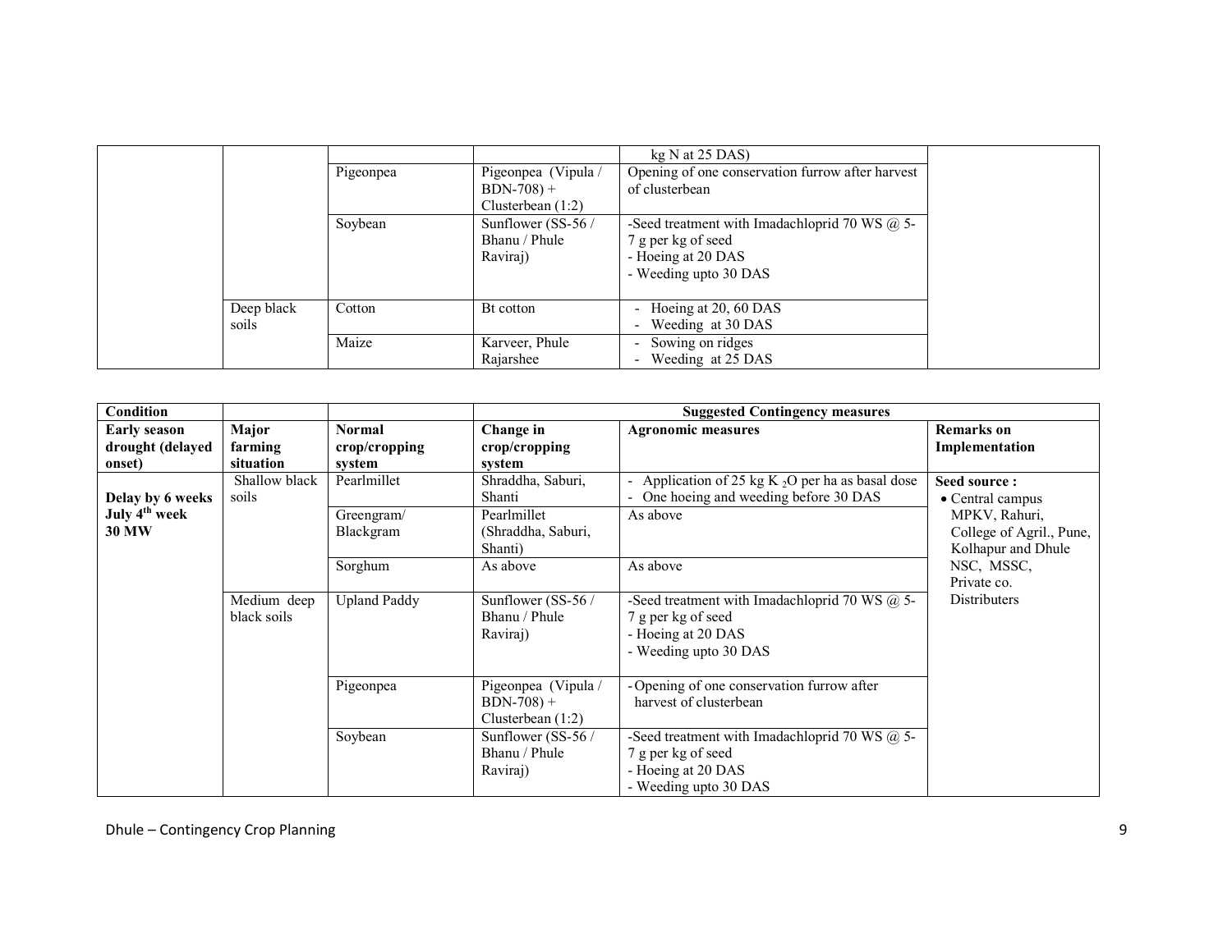|  |  |  |  | kg N at 25 DAS) |  |
|---|---|---|---|---|---|
|  |  | Pigeonpea | Pigeonpea (Vipula / BDN-708) + Clusterbean (1:2) | Opening of one conservation furrow after harvest of clusterbean |  |
|  |  | Soybean | Sunflower (SS-56 / Bhanu / Phule Raviraj) | -Seed treatment with Imadachloprid 70 WS @ 5-7 g per kg of seed<br>- Hoeing at 20 DAS<br>- Weeding upto 30 DAS |  |
|  | Deep black soils | Cotton | Bt cotton | - Hoeing at 20, 60 DAS<br>- Weeding at 30 DAS |  |
|  |  | Maize | Karveer, Phule Rajarshee | - Sowing on ridges<br>- Weeding at 25 DAS |  |

| **Condition** |  |  | **Suggested Contingency measures** |  |  |
|---|---|---|---|---|---|
| **Early season drought (delayed onset)** | **Major farming situation** | **Normal crop/cropping system** | **Change in crop/cropping system** | **Agronomic measures** | **Remarks on Implementation** |
| **Delay by 6 weeks July 4th week 30 MW** | Shallow black soils | Pearlmillet | Shraddha, Saburi, Shanti | - Application of 25 kg $K_2O$ per ha as basal dose<br>- One hoeing and weeding before 30 DAS | **Seed source :**<br>• Central campus MPKV, Rahuri, College of Agril., Pune, Kolhapur and Dhule NSC, MSSC, Private co. Distributers |
|  |  | Greengram/ Blackgram | Pearlmillet (Shraddha, Saburi, Shanti) | As above |  |
|  |  | Sorghum | As above | As above |  |
|  | Medium deep black soils | Upland Paddy | Sunflower (SS-56 / Bhanu / Phule Raviraj) | -Seed treatment with Imadachloprid 70 WS @ 5-7 g per kg of seed<br>- Hoeing at 20 DAS<br>- Weeding upto 30 DAS |  |
|  |  | Pigeonpea | Pigeonpea (Vipula / BDN-708) + Clusterbean (1:2) | - Opening of one conservation furrow after harvest of clusterbean |  |
|  |  | Soybean | Sunflower (SS-56 / Bhanu / Phule Raviraj) | -Seed treatment with Imadachloprid 70 WS @ 5-7 g per kg of seed<br>- Hoeing at 20 DAS<br>- Weeding upto 30 DAS |  |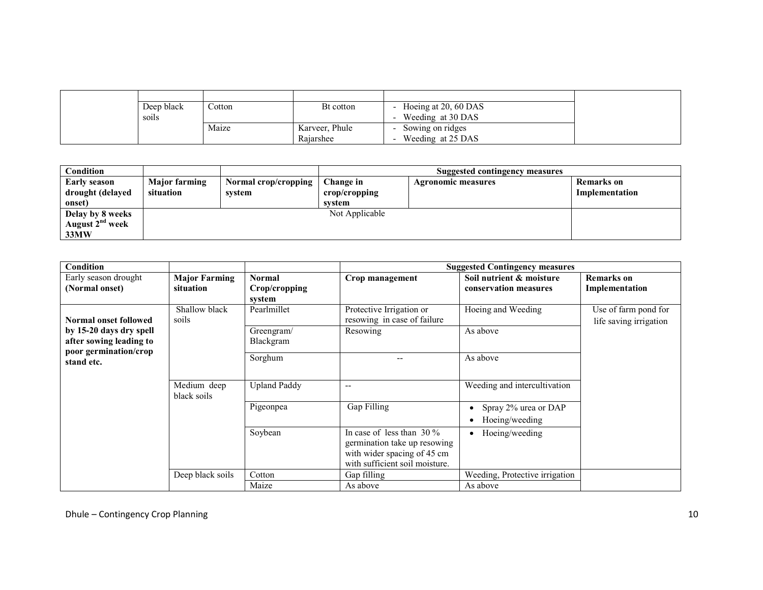| | | | | | |
|---|---|---|---|---|---|
| | | | | | |
| | Deep black soils | Cotton | Bt cotton | - Hoeing at 20, 60 DAS<br>- Weeding at 30 DAS | |
| | | Maize | Karveer, Phule Rajarshee | - Sowing on ridges<br>- Weeding at 25 DAS | |

| Condition | | | Suggested contingency measures | | |
|---|---|---|---|---|---|
| **Early season drought (delayed onset)** | **Major farming situation** | **Normal crop/cropping system** | **Change in crop/cropping system** | **Agronomic measures** | **Remarks on Implementation** |
| **Delay by 8 weeks August 2nd week 33MW** | Not Applicable | | | | |

| Condition | | | Suggested Contingency measures | | |
|---|---|---|---|---|---|
| Early season drought **(Normal onset)** | **Major Farming situation** | **Normal Crop/cropping system** | **Crop management** | **Soil nutrient & moisture conservation measures** | **Remarks on Implementation** |
| **Normal onset followed by 15-20 days dry spell after sowing leading to poor germination/crop stand etc.** | Shallow black soils | Pearlmillet | Protective Irrigation or resowing in case of failure | Hoeing and Weeding | Use of farm pond for life saving irrigation |
| | | Greengram/ Blackgram | Resowing | As above | |
| | | Sorghum | -- | As above | |
| | Medium deep black soils | Upland Paddy | -- | Weeding and intercultivation | |
| | | Pigeonpea | Gap Filling | • Spray 2% urea or DAP<br>• Hoeing/weeding | |
| | | Soybean | In case of less than 30 % germination take up resowing with wider spacing of 45 cm with sufficient soil moisture. | • Hoeing/weeding | |
| | Deep black soils | Cotton | Gap filling | Weeding, Protective irrigation | |
| | | Maize | As above | As above | |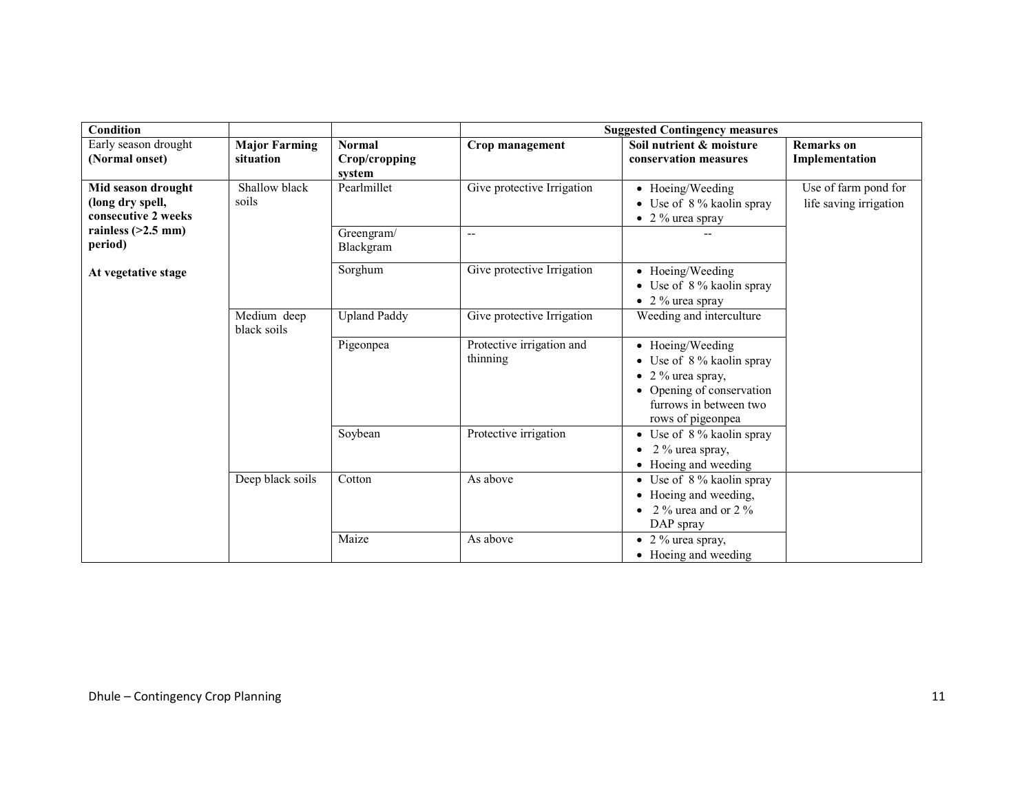| Condition | | | Suggested Contingency measures | | |
|---|---|---|---|---|---|
| Early season drought **(Normal onset)** | **Major Farming situation** | **Normal Crop/cropping system** | **Crop management** | **Soil nutrient & moisture conservation measures** | **Remarks on Implementation** |
| **Mid season drought (long dry spell, consecutive 2 weeks rainless (>2.5 mm) period)**<br><br>**At vegetative stage** | Shallow black soils | Pearlmillet | Give protective Irrigation | • Hoeing/Weeding<br>• Use of 8 % kaolin spray<br>• 2 % urea spray | Use of farm pond for life saving irrigation |
| | | Greengram/ Blackgram | -- | -- | |
| | | Sorghum | Give protective Irrigation | • Hoeing/Weeding<br>• Use of 8 % kaolin spray<br>• 2 % urea spray | |
| | Medium deep black soils | Upland Paddy | Give protective Irrigation | Weeding and interculture | |
| | | Pigeonpea | Protective irrigation and thinning | • Hoeing/Weeding<br>• Use of 8 % kaolin spray<br>• 2 % urea spray,<br>• Opening of conservation furrows in between two rows of pigeonpea | |
| | | Soybean | Protective irrigation | • Use of 8 % kaolin spray<br>• 2 % urea spray,<br>• Hoeing and weeding | |
| | Deep black soils | Cotton | As above | • Use of 8 % kaolin spray<br>• Hoeing and weeding,<br>• 2 % urea and or 2 % DAP spray | |
| | | Maize | As above | • 2 % urea spray,<br>• Hoeing and weeding | |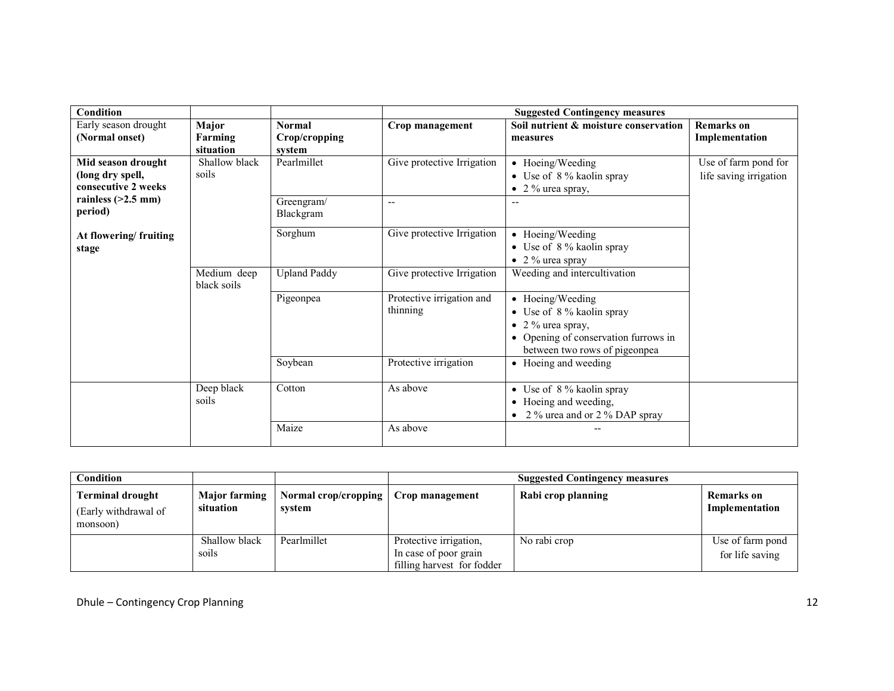| Condition | | | Suggested Contingency measures | | |
|---|---|---|---|---|---|
| Early season drought **(Normal onset)** | **Major Farming situation** | **Normal Crop/cropping system** | **Crop management** | **Soil nutrient & moisture conservation measures** | **Remarks on Implementation** |
| **Mid season drought (long dry spell, consecutive 2 weeks rainless (>2.5 mm) period)**<br><br>**At flowering/ fruiting stage** | Shallow black soils | Pearlmillet | Give protective Irrigation | • Hoeing/Weeding<br>• Use of 8 % kaolin spray<br>• 2 % urea spray, | Use of farm pond for life saving irrigation |
| | | Greengram/ Blackgram | -- | -- | |
| | | Sorghum | Give protective Irrigation | • Hoeing/Weeding<br>• Use of 8 % kaolin spray<br>• 2 % urea spray | |
| | Medium deep black soils | Upland Paddy | Give protective Irrigation | Weeding and intercultivation | |
| | | Pigeonpea | Protective irrigation and thinning | • Hoeing/Weeding<br>• Use of 8 % kaolin spray<br>• 2 % urea spray,<br>• Opening of conservation furrows in between two rows of pigeonpea | |
| | | Soybean | Protective irrigation | • Hoeing and weeding | |
| | Deep black soils | Cotton | As above | • Use of 8 % kaolin spray<br>• Hoeing and weeding,<br>• 2 % urea and or 2 % DAP spray | |
| | | Maize | As above | -- | |

| Condition | | | Suggested Contingency measures | | |
|---|---|---|---|---|---|
| **Terminal drought** (Early withdrawal of monsoon) | **Major farming situation** | **Normal crop/cropping system** | **Crop management** | **Rabi crop planning** | **Remarks on Implementation** |
| | Shallow black soils | Pearlmillet | Protective irrigation, In case of poor grain filling harvest for fodder | No rabi crop | Use of farm pond for life saving |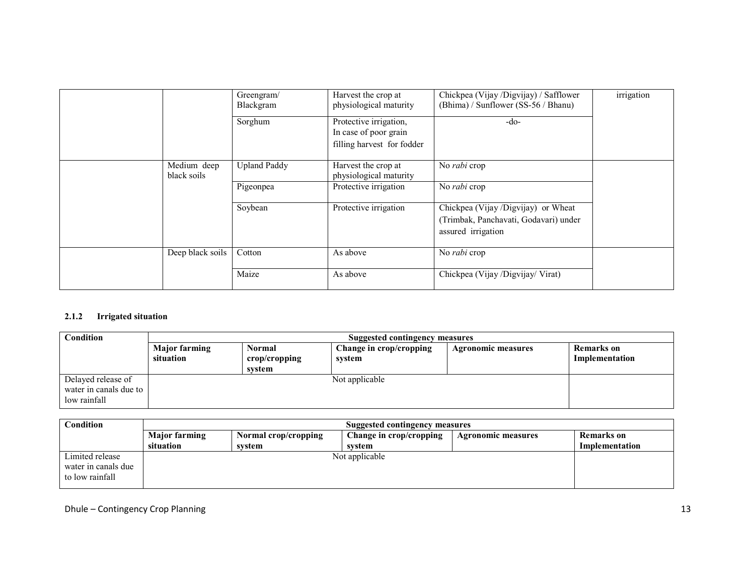| | | Greengram/ Blackgram | Harvest the crop at physiological maturity | Chickpea (Vijay /Digvijay) / Safflower (Bhima) / Sunflower (SS-56 / Bhanu) | irrigation |
|---|---|---|---|---|---|
| | | Sorghum | Protective irrigation, In case of poor grain filling harvest for fodder | -do- | |
| | Medium deep black soils | Upland Paddy | Harvest the crop at physiological maturity | No *rabi* crop | |
| | | Pigeonpea | Protective irrigation | No *rabi* crop | |
| | | Soybean | Protective irrigation | Chickpea (Vijay /Digvijay) or Wheat (Trimbak, Panchavati, Godavari) under assured irrigation | |
| | Deep black soils | Cotton | As above | No *rabi* crop | |
| | | Maize | As above | Chickpea (Vijay /Digvijay/ Virat) | |

#### 2.1.2 Irrigated situation

| Condition | Suggested contingency measures | | | | |
|---|---|---|---|---|---|
| | **Major farming situation** | **Normal crop/cropping system** | **Change in crop/cropping system** | **Agronomic measures** | **Remarks on Implementation** |
| Delayed release of water in canals due to low rainfall | Not applicable | | | | |

| Condition | Suggested contingency measures | | | | |
|---|---|---|---|---|---|
| | **Major farming situation** | **Normal crop/cropping system** | **Change in crop/cropping system** | **Agronomic measures** | **Remarks on Implementation** |
| Limited release water in canals due to low rainfall | Not applicable | | | | |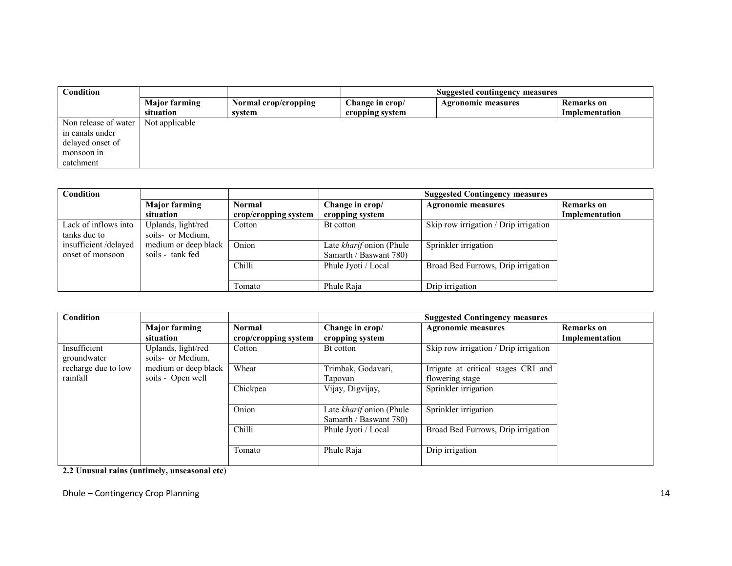| Condition | | | Suggested contingency measures | | |
|---|---|---|---|---|---|
| | Major farming situation | Normal crop/cropping system | Change in crop/ cropping system | Agronomic measures | Remarks on Implementation |
| Non release of water in canals under delayed onset of monsoon in catchment | Not applicable | | | | |

| Condition | | | Suggested Contingency measures | | |
|---|---|---|---|---|---|
| | Major farming situation | Normal crop/cropping system | Change in crop/ cropping system | Agronomic measures | Remarks on Implementation |
| Lack of inflows into tanks due to insufficient /delayed onset of monsoon | Uplands, light/red soils- or Medium, medium or deep black soils - tank fed | Cotton | Bt cotton | Skip row irrigation / Drip irrigation | |
| | | Onion | Late *kharif* onion (Phule Samarth / Baswant 780) | Sprinkler irrigation | |
| | | Chilli | Phule Jyoti / Local | Broad Bed Furrows, Drip irrigation | |
| | | Tomato | Phule Raja | Drip irrigation | |

| Condition | | | Suggested Contingency measures | | |
|---|---|---|---|---|---|
| | Major farming situation | Normal crop/cropping system | Change in crop/ cropping system | Agronomic measures | Remarks on Implementation |
| Insufficient groundwater recharge due to low rainfall | Uplands, light/red soils- or Medium, medium or deep black soils - Open well | Cotton | Bt cotton | Skip row irrigation / Drip irrigation | |
| | | Wheat | Trimbak, Godavari, Tapovan | Irrigate at critical stages CRI and flowering stage | |
| | | Chickpea | Vijay, Digvijay, | Sprinkler irrigation | |
| | | Onion | Late *kharif* onion (Phule Samarth / Baswant 780) | Sprinkler irrigation | |
| | | Chilli | Phule Jyoti / Local | Broad Bed Furrows, Drip irrigation | |
| | | Tomato | Phule Raja | Drip irrigation | |

**2.2 Unusual rains (untimely, unseasonal etc)**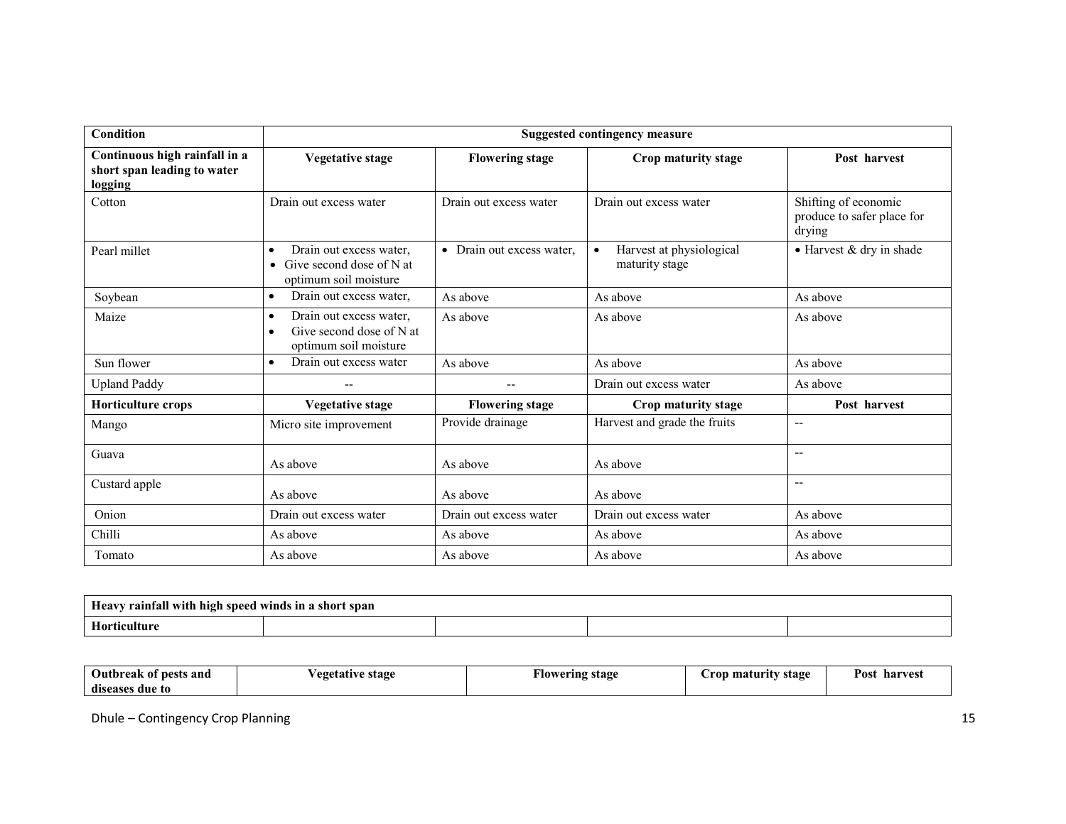| Condition | Suggested contingency measure | | | |
|---|---|---|---|---|
| **Continuous high rainfall in a short span leading to water logging** | **Vegetative stage** | **Flowering stage** | **Crop maturity stage** | **Post harvest** |
| Cotton | Drain out excess water | Drain out excess water | Drain out excess water | Shifting of economic produce to safer place for drying |
| Pearl millet | • Drain out excess water,<br>• Give second dose of N at optimum soil moisture | • Drain out excess water, | • Harvest at physiological maturity stage | • Harvest & dry in shade |
| Soybean | • Drain out excess water, | As above | As above | As above |
| Maize | • Drain out excess water,<br>• Give second dose of N at optimum soil moisture | As above | As above | As above |
| Sun flower | • Drain out excess water | As above | As above | As above |
| Upland Paddy | -- | -- | Drain out excess water | As above |
| **Horticulture crops** | **Vegetative stage** | **Flowering stage** | **Crop maturity stage** | **Post harvest** |
| Mango | Micro site improvement | Provide drainage | Harvest and grade the fruits | -- |
| Guava | As above | As above | As above | -- |
| Custard apple | As above | As above | As above | -- |
| Onion | Drain out excess water | Drain out excess water | Drain out excess water | As above |
| Chilli | As above | As above | As above | As above |
| Tomato | As above | As above | As above | As above |

| Heavy rainfall with high speed winds in a short span | | | | |
|---|---|---|---|---|
| **Horticulture** | | | | |

| Outbreak of pests and diseases due to | Vegetative stage | Flowering stage | Crop maturity stage | Post harvest |
|---|---|---|---|---|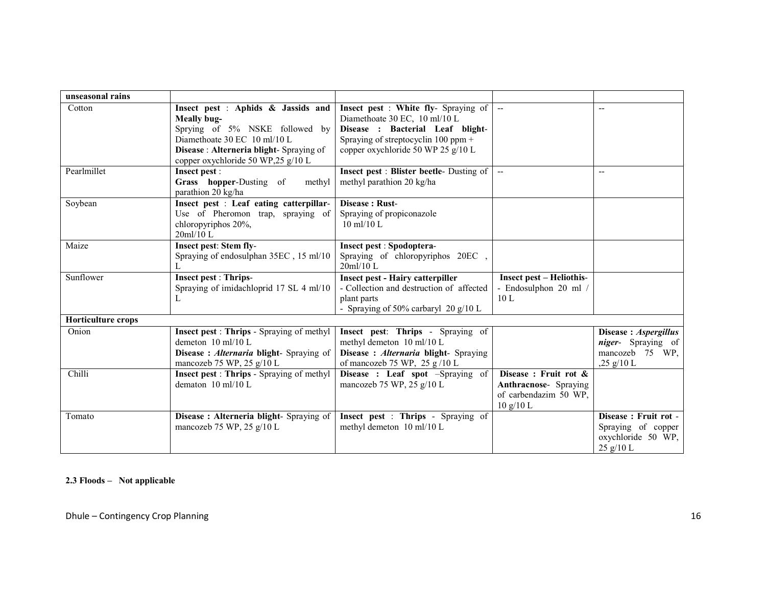| unseasonal rains | | | | |
|---|---|---|---|---|
| Cotton | **Insect pest** : **Aphids & Jassids and Meally bug-** Sprying of 5% NSKE followed by Diamethoate 30 EC 10 ml/10 L **Disease** : **Alterneria blight**- Spraying of copper oxychloride 50 WP,25 g/10 L | **Insect pest** : **White fly**- Spraying of Diamethoate 30 EC, 10 ml/10 L **Disease : Bacterial Leaf blight**- Spraying of streptocyclin 100 ppm + copper oxychloride 50 WP 25 g/10 L | -- | -- |
| Pearlmillet | **Insect pest** : **Grass hopper**-Dusting of methyl parathion 20 kg/ha | **Insect pest** : **Blister beetle**- Dusting of methyl parathion 20 kg/ha | -- | -- |
| Soybean | **Insect pest** : **Leaf eating catterpillar**- Use of Pheromon trap, spraying of chloropyriphos 20%, 20ml/10 L | **Disease : Rust**- Spraying of propiconazole 10 ml/10 L | | |
| Maize | **Insect pest**: **Stem fly**- Spraying of endosulphan 35EC , 15 ml/10 L | **Insect pest** : **Spodoptera**- Spraying of chloropyriphos 20EC , 20ml/10 L | | |
| Sunflower | **Insect pest** : **Thrips**- Spraying of imidachloprid 17 SL 4 ml/10 L | **Insect pest - Hairy catterpiller** - Collection and destruction of affected plant parts - Spraying of 50% carbaryl 20 g/10 L | **Insect pest – Heliothis**- - Endosulphon 20 ml / 10 L | |
| **Horticulture crops** | | | | |
| Onion | **Insect pest** : **Thrips** - Spraying of methyl demeton 10 ml/10 L **Disease :** ***Alternaria*** **blight**- Spraying of mancozeb 75 WP, 25 g/10 L | **Insect pest**: **Thrips** - Spraying of methyl demeton 10 ml/10 L **Disease :** ***Alternaria*** **blight**- Spraying of mancozeb 75 WP, 25 g /10 L | | **Disease :** ***Aspergillus niger***- Spraying of mancozeb 75 WP, ,25 g/10 L |
| Chilli | **Insect pest** : **Thrips** - Spraying of methyl dematon 10 ml/10 L | **Disease : Leaf spot** –Spraying of mancozeb 75 WP, 25 g/10 L | **Disease : Fruit rot & Anthracnose**- Spraying of carbendazim 50 WP, 10 g/10 L | |
| Tomato | **Disease : Alterneria blight**- Spraying of mancozeb 75 WP, 25 g/10 L | **Insect pest** : **Thrips** - Spraying of methyl demeton 10 ml/10 L | | **Disease : Fruit rot** - Spraying of copper oxychloride 50 WP, 25 g/10 L |

**2.3 Floods – Not applicable**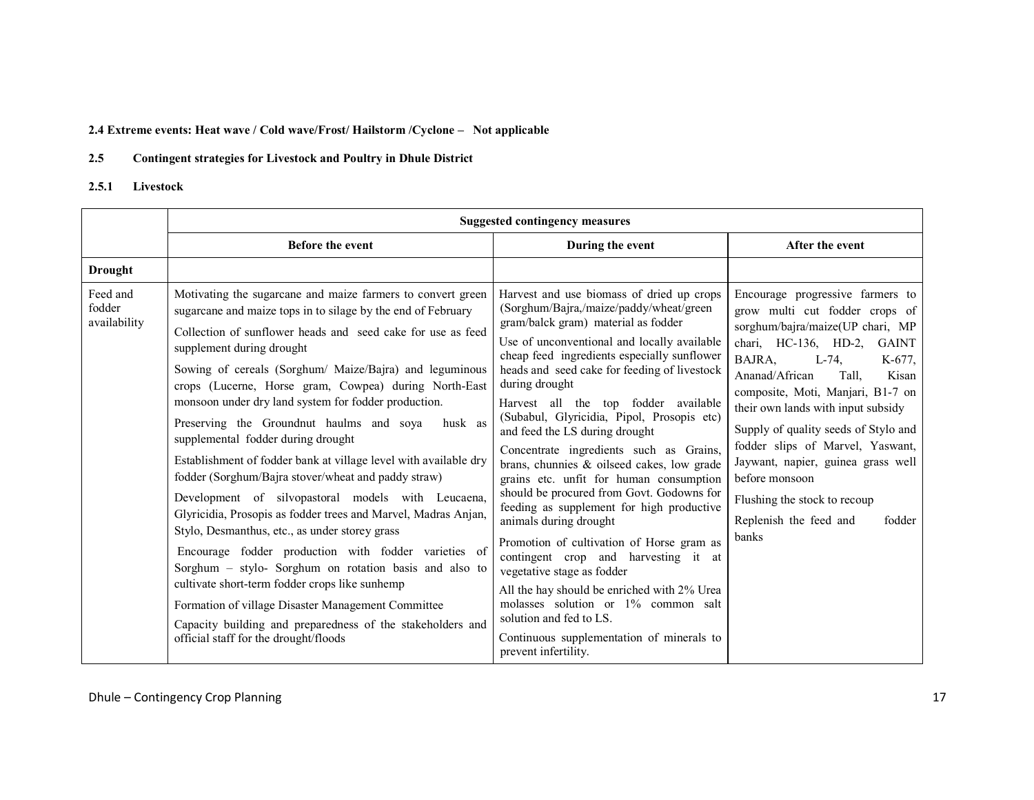**2.4 Extreme events: Heat wave / Cold wave/Frost/ Hailstorm /Cyclone – Not applicable**

**2.5 Contingent strategies for Livestock and Poultry in Dhule District**

**2.5.1 Livestock**

| | Suggested contingency measures | | |
|---|---|---|---|
| | **Before the event** | **During the event** | **After the event** |
| **Drought** | | | |
| Feed and fodder availability | Motivating the sugarcane and maize farmers to convert green sugarcane and maize tops in to silage by the end of February<br>Collection of sunflower heads and seed cake for use as feed supplement during drought<br>Sowing of cereals (Sorghum/ Maize/Bajra) and leguminous crops (Lucerne, Horse gram, Cowpea) during North-East monsoon under dry land system for fodder production.<br>Preserving the Groundnut haulms and soya husk as supplemental fodder during drought<br>Establishment of fodder bank at village level with available dry fodder (Sorghum/Bajra stover/wheat and paddy straw)<br>Development of silvopastoral models with Leucaena, Glyricidia, Prosopis as fodder trees and Marvel, Madras Anjan, Stylo, Desmanthus, etc., as under storey grass<br>Encourage fodder production with fodder varieties of Sorghum – stylo- Sorghum on rotation basis and also to cultivate short-term fodder crops like sunhemp<br>Formation of village Disaster Management Committee<br>Capacity building and preparedness of the stakeholders and official staff for the drought/floods | Harvest and use biomass of dried up crops (Sorghum/Bajra,/maize/paddy/wheat/green gram/balck gram) material as fodder<br>Use of unconventional and locally available cheap feed ingredients especially sunflower heads and seed cake for feeding of livestock during drought<br>Harvest all the top fodder available (Subabul, Glyricidia, Pipol, Prosopis etc) and feed the LS during drought<br>Concentrate ingredients such as Grains, brans, chunnies & oilseed cakes, low grade grains etc. unfit for human consumption should be procured from Govt. Godowns for feeding as supplement for high productive animals during drought<br>Promotion of cultivation of Horse gram as contingent crop and harvesting it at vegetative stage as fodder<br>All the hay should be enriched with 2% Urea molasses solution or 1% common salt solution and fed to LS.<br>Continuous supplementation of minerals to prevent infertility. | Encourage progressive farmers to grow multi cut fodder crops of sorghum/bajra/maize(UP chari, MP chari, HC-136, HD-2, GAINT BAJRA, L-74, K-677, Ananad/African Tall, Kisan composite, Moti, Manjari, B1-7 on their own lands with input subsidy<br>Supply of quality seeds of Stylo and fodder slips of Marvel, Yaswant, Jaywant, napier, guinea grass well before monsoon<br>Flushing the stock to recoup<br>Replenish the feed and fodder banks |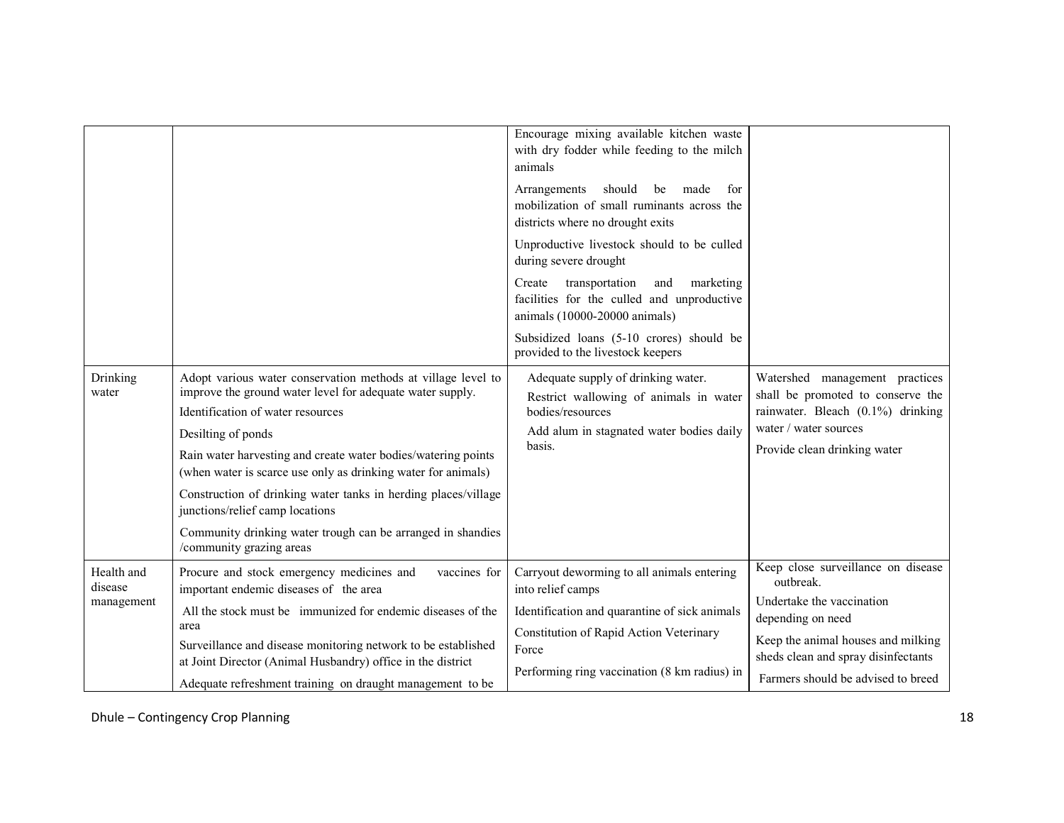| | | | |
|---|---|---|---|
| | | Encourage mixing available kitchen waste with dry fodder while feeding to the milch animals<br>Arrangements should be made for mobilization of small ruminants across the districts where no drought exits<br>Unproductive livestock should to be culled during severe drought<br>Create transportation and marketing facilities for the culled and unproductive animals (10000-20000 animals)<br>Subsidized loans (5-10 crores) should be provided to the livestock keepers | |
| Drinking water | Adopt various water conservation methods at village level to improve the ground water level for adequate water supply.<br>Identification of water resources<br>Desilting of ponds<br>Rain water harvesting and create water bodies/watering points (when water is scarce use only as drinking water for animals)<br>Construction of drinking water tanks in herding places/village junctions/relief camp locations<br>Community drinking water trough can be arranged in shandies /community grazing areas | Adequate supply of drinking water.<br>Restrict wallowing of animals in water bodies/resources<br>Add alum in stagnated water bodies daily basis. | Watershed management practices shall be promoted to conserve the rainwater. Bleach (0.1%) drinking water / water sources<br>Provide clean drinking water |
| Health and disease management | Procure and stock emergency medicines and vaccines for important endemic diseases of the area<br>All the stock must be immunized for endemic diseases of the area<br>Surveillance and disease monitoring network to be established at Joint Director (Animal Husbandry) office in the district<br>Adequate refreshment training on draught management to be | Carryout deworming to all animals entering into relief camps<br>Identification and quarantine of sick animals<br>Constitution of Rapid Action Veterinary Force<br>Performing ring vaccination (8 km radius) in | Keep close surveillance on disease outbreak.<br>Undertake the vaccination depending on need<br>Keep the animal houses and milking sheds clean and spray disinfectants<br>Farmers should be advised to breed |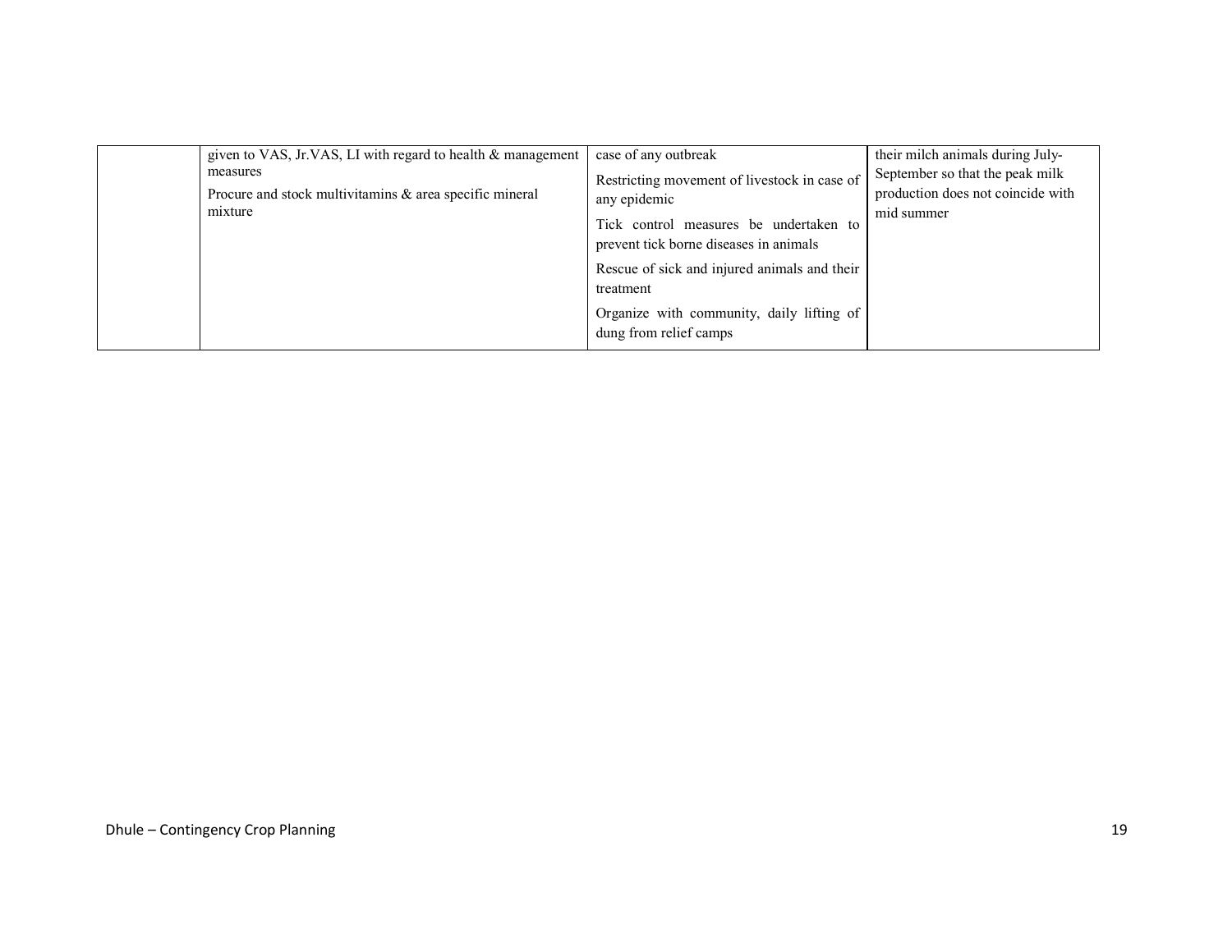|  |  |  |  |
|---|---|---|---|
|  | given to VAS, Jr.VAS, LI with regard to health & management measures<br>Procure and stock multivitamins & area specific mineral mixture | case of any outbreak<br>Restricting movement of livestock in case of any epidemic<br>Tick control measures be undertaken to prevent tick borne diseases in animals<br>Rescue of sick and injured animals and their treatment<br>Organize with community, daily lifting of dung from relief camps | their milch animals during July-September so that the peak milk production does not coincide with mid summer |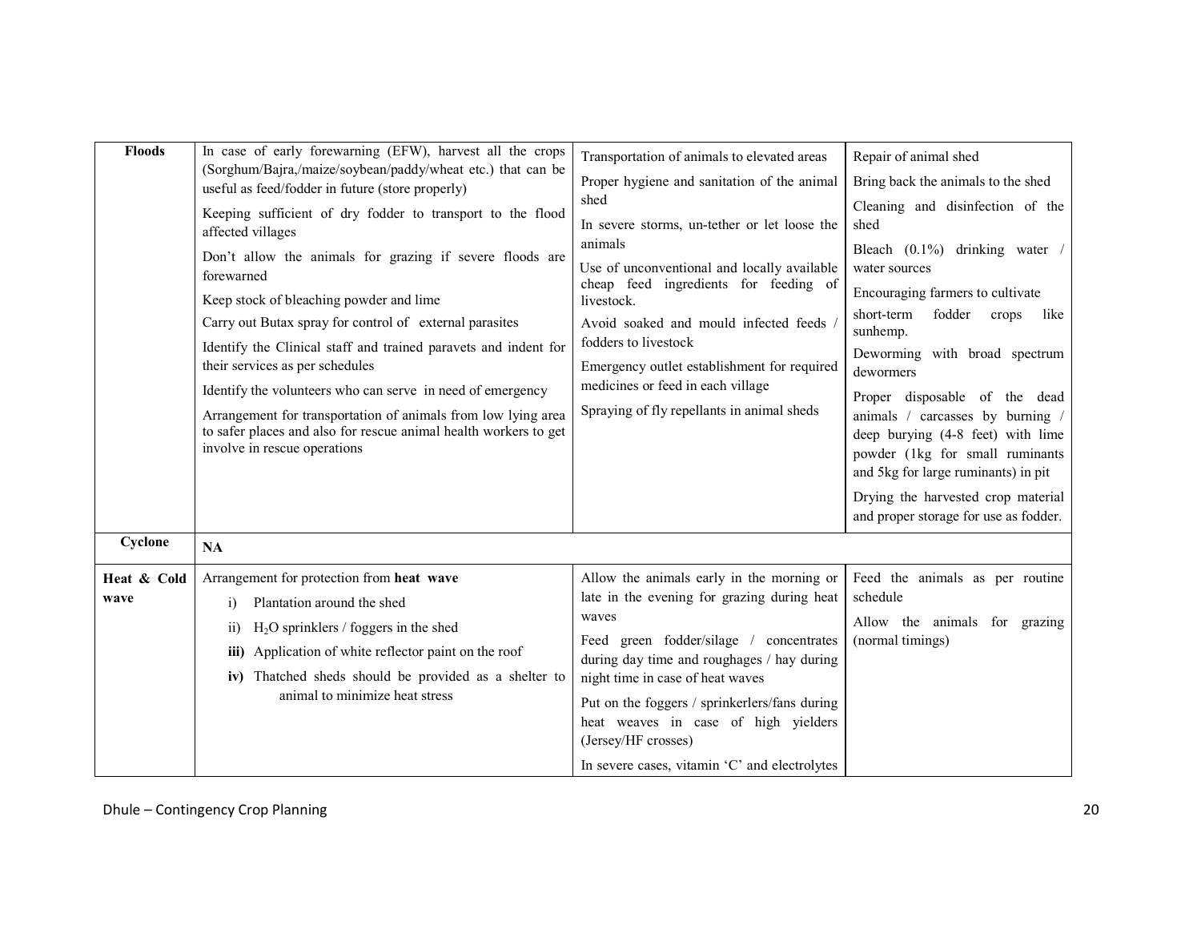| Floods | In case of early forewarning (EFW), harvest all the crops (Sorghum/Bajra,/maize/soybean/paddy/wheat etc.) that can be useful as feed/fodder in future (store properly)<br>Keeping sufficient of dry fodder to transport to the flood affected villages<br>Don't allow the animals for grazing if severe floods are forewarned<br>Keep stock of bleaching powder and lime<br>Carry out Butax spray for control of external parasites<br>Identify the Clinical staff and trained paravets and indent for their services as per schedules<br>Identify the volunteers who can serve in need of emergency<br>Arrangement for transportation of animals from low lying area to safer places and also for rescue animal health workers to get involve in rescue operations | Transportation of animals to elevated areas<br>Proper hygiene and sanitation of the animal shed<br>In severe storms, un-tether or let loose the animals<br>Use of unconventional and locally available cheap feed ingredients for feeding of livestock.<br>Avoid soaked and mould infected feeds / fodders to livestock<br>Emergency outlet establishment for required medicines or feed in each village<br>Spraying of fly repellants in animal sheds | Repair of animal shed<br>Bring back the animals to the shed<br>Cleaning and disinfection of the shed<br>Bleach (0.1%) drinking water / water sources<br>Encouraging farmers to cultivate short-term fodder crops like sunhemp.<br>Deworming with broad spectrum dewormers<br>Proper disposable of the dead animals / carcasses by burning / deep burying (4-8 feet) with lime powder (1kg for small ruminants and 5kg for large ruminants) in pit<br>Drying the harvested crop material and proper storage for use as fodder. |
|---|---|---|---|
| Cyclone | NA | | |
| Heat & Cold wave | Arrangement for protection from **heat wave**<br>i) Plantation around the shed<br>ii) $H_2O$ sprinklers / foggers in the shed<br>**iii)** Application of white reflector paint on the roof<br>**iv)** Thatched sheds should be provided as a shelter to animal to minimize heat stress | Allow the animals early in the morning or late in the evening for grazing during heat waves<br>Feed green fodder/silage / concentrates during day time and roughages / hay during night time in case of heat waves<br>Put on the foggers / sprinkerlers/fans during heat weaves in case of high yielders (Jersey/HF crosses)<br>In severe cases, vitamin 'C' and electrolytes | Feed the animals as per routine schedule<br>Allow the animals for grazing (normal timings) |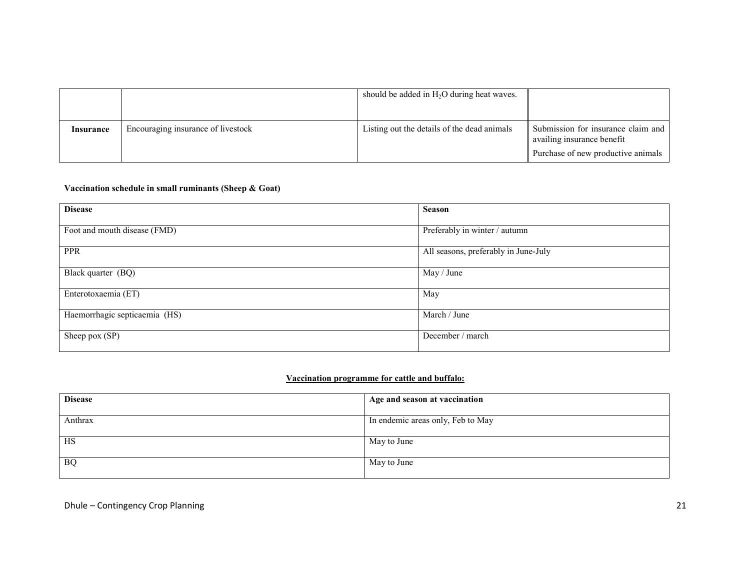|  |  | should be added in $H_2O$ during heat waves. |  |
|---|---|---|---|
| **Insurance** | Encouraging insurance of livestock | Listing out the details of the dead animals | Submission for insurance claim and availing insurance benefit<br>Purchase of new productive animals |

**Vaccination schedule in small ruminants (Sheep & Goat)**

| **Disease** | **Season** |
|---|---|
| Foot and mouth disease (FMD) | Preferably in winter / autumn |
| PPR | All seasons, preferably in June-July |
| Black quarter (BQ) | May / June |
| Enterotoxaemia (ET) | May |
| Haemorrhagic septicaemia (HS) | March / June |
| Sheep pox (SP) | December / march |

**Vaccination programme for cattle and buffalo:**

| **Disease** | **Age and season at vaccination** |
|---|---|
| Anthrax | In endemic areas only, Feb to May |
| HS | May to June |
| BQ | May to June |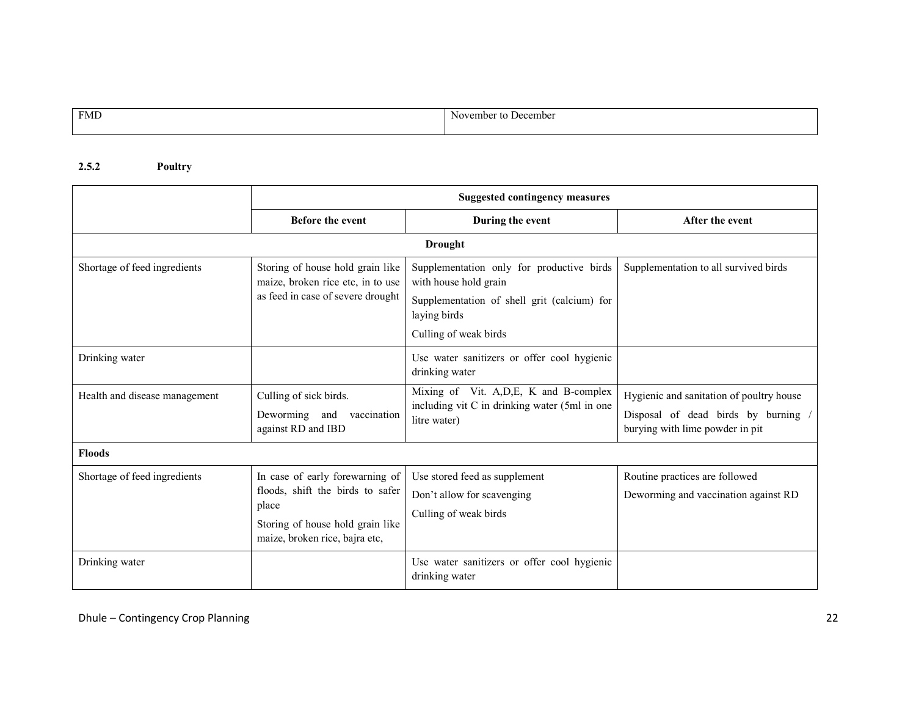| FMD | November to December |
|---|---|

### 2.5.2 Poultry

| | Suggested contingency measures | | |
|---|---|---|---|
| | **Before the event** | **During the event** | **After the event** |
| **Drought** | | | |
| Shortage of feed ingredients | Storing of house hold grain like maize, broken rice etc, in to use as feed in case of severe drought | Supplementation only for productive birds with house hold grain<br>Supplementation of shell grit (calcium) for laying birds<br>Culling of weak birds | Supplementation to all survived birds |
| Drinking water | | Use water sanitizers or offer cool hygienic drinking water | |
| Health and disease management | Culling of sick birds.<br>Deworming and vaccination against RD and IBD | Mixing of Vit. A,D,E, K and B-complex including vit C in drinking water (5ml in one litre water) | Hygienic and sanitation of poultry house<br>Disposal of dead birds by burning / burying with lime powder in pit |
| **Floods** | | | |
| Shortage of feed ingredients | In case of early forewarning of floods, shift the birds to safer place<br>Storing of house hold grain like maize, broken rice, bajra etc, | Use stored feed as supplement<br>Don't allow for scavenging<br>Culling of weak birds | Routine practices are followed<br>Deworming and vaccination against RD |
| Drinking water | | Use water sanitizers or offer cool hygienic drinking water | |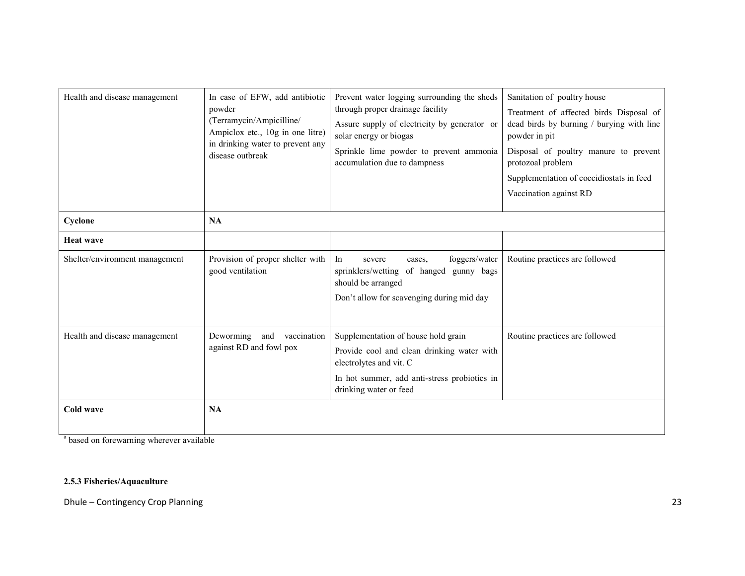| | | | |
|---|---|---|---|
| Health and disease management | In case of EFW, add antibiotic powder (Terramycin/Ampicilline/ Ampiclox etc., 10g in one litre) in drinking water to prevent any disease outbreak | Prevent water logging surrounding the sheds through proper drainage facility<br><br>Assure supply of electricity by generator or solar energy or biogas<br><br>Sprinkle lime powder to prevent ammonia accumulation due to dampness | Sanitation of poultry house<br><br>Treatment of affected birds Disposal of dead birds by burning / burying with line powder in pit<br><br>Disposal of poultry manure to prevent protozoal problem<br><br>Supplementation of coccidiostats in feed<br><br>Vaccination against RD |
| **Cyclone** | **NA** | | |
| **Heat wave** | | | |
| Shelter/environment management | Provision of proper shelter with good ventilation | In severe cases, foggers/water sprinklers/wetting of hanged gunny bags should be arranged<br><br>Don't allow for scavenging during mid day | Routine practices are followed |
| Health and disease management | Deworming and vaccination against RD and fowl pox | Supplementation of house hold grain<br><br>Provide cool and clean drinking water with electrolytes and vit. C<br><br>In hot summer, add anti-stress probiotics in drinking water or feed | Routine practices are followed |
| **Cold wave** | **NA** | | |

[a] based on forewarning wherever available

**2.5.3 Fisheries/Aquaculture**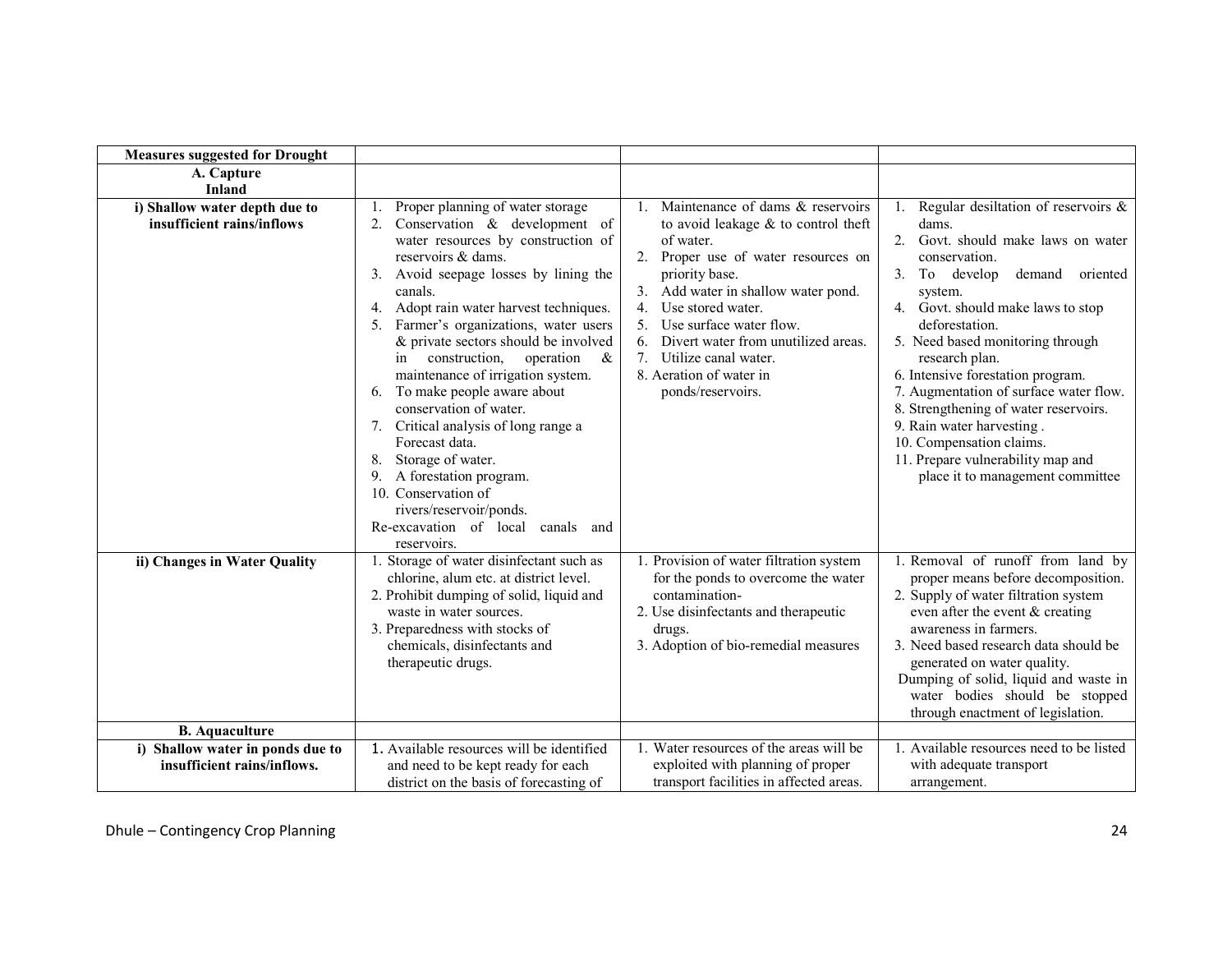| Measures suggested for Drought | | | |
|---|---|---|---|
| **A. Capture Inland** | | | |
| **i) Shallow water depth due to insufficient rains/inflows** | 1. Proper planning of water storage 2. Conservation & development of water resources by construction of reservoirs & dams. 3. Avoid seepage losses by lining the canals. 4. Adopt rain water harvest techniques. 5. Farmer's organizations, water users & private sectors should be involved in construction, operation & maintenance of irrigation system. 6. To make people aware about conservation of water. 7. Critical analysis of long range a Forecast data. 8. Storage of water. 9. A forestation program. 10. Conservation of rivers/reservoir/ponds. Re-excavation of local canals and reservoirs. | 1. Maintenance of dams & reservoirs to avoid leakage & to control theft of water. 2. Proper use of water resources on priority base. 3. Add water in shallow water pond. 4. Use stored water. 5. Use surface water flow. 6. Divert water from unutilized areas. 7. Utilize canal water. 8. Aeration of water in ponds/reservoirs. | 1. Regular desiltation of reservoirs & dams. 2. Govt. should make laws on water conservation. 3. To develop demand oriented system. 4. Govt. should make laws to stop deforestation. 5. Need based monitoring through research plan. 6. Intensive forestation program. 7. Augmentation of surface water flow. 8. Strengthening of water reservoirs. 9. Rain water harvesting . 10. Compensation claims. 11. Prepare vulnerability map and place it to management committee |
| **ii) Changes in Water Quality** | 1. Storage of water disinfectant such as chlorine, alum etc. at district level. 2. Prohibit dumping of solid, liquid and waste in water sources. 3. Preparedness with stocks of chemicals, disinfectants and therapeutic drugs. | 1. Provision of water filtration system for the ponds to overcome the water contamination- 2. Use disinfectants and therapeutic drugs. 3. Adoption of bio-remedial measures | 1. Removal of runoff from land by proper means before decomposition. 2. Supply of water filtration system even after the event & creating awareness in farmers. 3. Need based research data should be generated on water quality. Dumping of solid, liquid and waste in water bodies should be stopped through enactment of legislation. |
| **B. Aquaculture** | | | |
| **i) Shallow water in ponds due to insufficient rains/inflows.** | 1. Available resources will be identified and need to be kept ready for each district on the basis of forecasting of | 1. Water resources of the areas will be exploited with planning of proper transport facilities in affected areas. | 1. Available resources need to be listed with adequate transport arrangement. |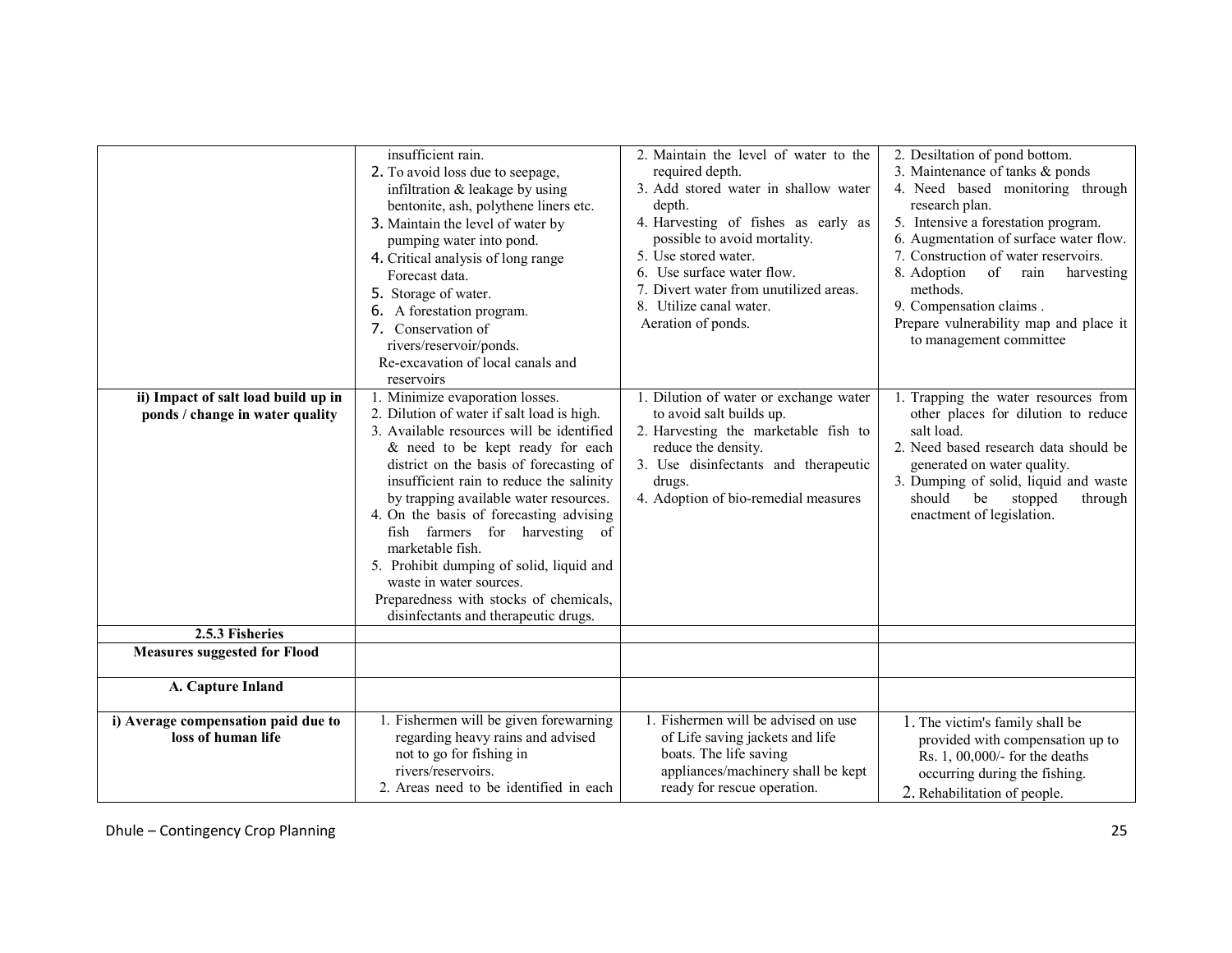| | | | |
|---|---|---|---|
| | insufficient rain.<br>2. To avoid loss due to seepage, infiltration & leakage by using bentonite, ash, polythene liners etc.<br>3. Maintain the level of water by pumping water into pond.<br>4. Critical analysis of long range Forecast data.<br>5. Storage of water.<br>6. A forestation program.<br>7. Conservation of rivers/reservoir/ponds.<br>Re-excavation of local canals and reservoirs | 2. Maintain the level of water to the required depth.<br>3. Add stored water in shallow water depth.<br>4. Harvesting of fishes as early as possible to avoid mortality.<br>5. Use stored water.<br>6. Use surface water flow.<br>7. Divert water from unutilized areas.<br>8. Utilize canal water.<br>Aeration of ponds. | 2. Desiltation of pond bottom.<br>3. Maintenance of tanks & ponds<br>4. Need based monitoring through research plan.<br>5. Intensive a forestation program.<br>6. Augmentation of surface water flow.<br>7. Construction of water reservoirs.<br>8. Adoption of rain harvesting methods.<br>9. Compensation claims .<br>Prepare vulnerability map and place it to management committee |
| **ii) Impact of salt load build up in ponds / change in water quality** | 1. Minimize evaporation losses.<br>2. Dilution of water if salt load is high.<br>3. Available resources will be identified & need to be kept ready for each district on the basis of forecasting of insufficient rain to reduce the salinity by trapping available water resources.<br>4. On the basis of forecasting advising fish farmers for harvesting of marketable fish.<br>5. Prohibit dumping of solid, liquid and waste in water sources.<br>Preparedness with stocks of chemicals, disinfectants and therapeutic drugs. | 1. Dilution of water or exchange water to avoid salt builds up.<br>2. Harvesting the marketable fish to reduce the density.<br>3. Use disinfectants and therapeutic drugs.<br>4. Adoption of bio-remedial measures | 1. Trapping the water resources from other places for dilution to reduce salt load.<br>2. Need based research data should be generated on water quality.<br>3. Dumping of solid, liquid and waste should be stopped through enactment of legislation. |
| **2.5.3 Fisheries** | | | |
| **Measures suggested for Flood** | | | |
| **A. Capture Inland** | | | |
| **i) Average compensation paid due to loss of human life** | 1. Fishermen will be given forewarning regarding heavy rains and advised not to go for fishing in rivers/reservoirs.<br>2. Areas need to be identified in each | 1. Fishermen will be advised on use of Life saving jackets and life boats. The life saving appliances/machinery shall be kept ready for rescue operation. | 1. The victim's family shall be provided with compensation up to Rs. 1, 00,000/- for the deaths occurring during the fishing.<br>2. Rehabilitation of people. |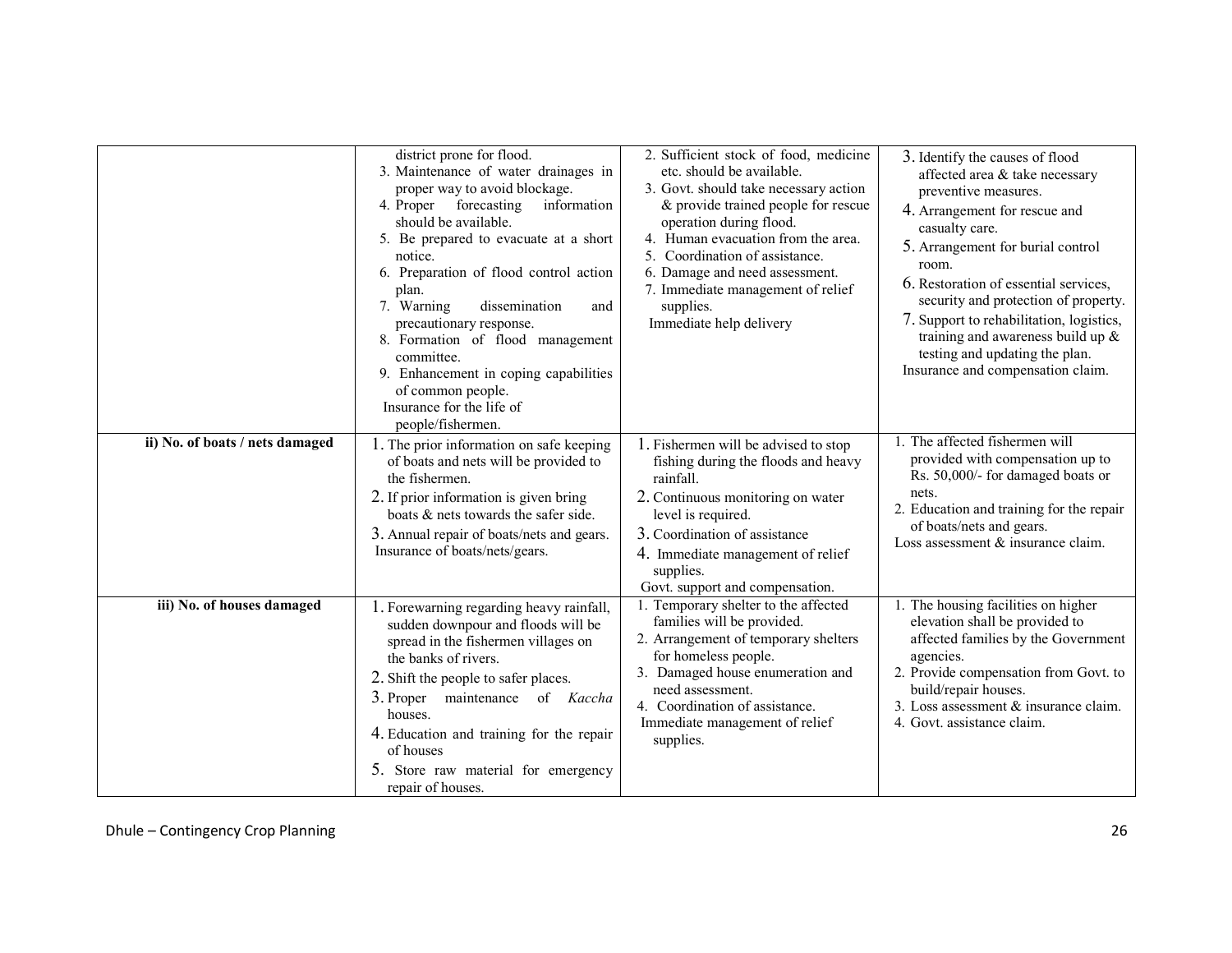| | | | |
|---|---|---|---|
| | district prone for flood.<br>3. Maintenance of water drainages in proper way to avoid blockage.<br>4. Proper forecasting information should be available.<br>5. Be prepared to evacuate at a short notice.<br>6. Preparation of flood control action plan.<br>7. Warning dissemination and precautionary response.<br>8. Formation of flood management committee.<br>9. Enhancement in coping capabilities of common people.<br>Insurance for the life of people/fishermen. | 2. Sufficient stock of food, medicine etc. should be available.<br>3. Govt. should take necessary action & provide trained people for rescue operation during flood.<br>4. Human evacuation from the area.<br>5. Coordination of assistance.<br>6. Damage and need assessment.<br>7. Immediate management of relief supplies.<br>Immediate help delivery | 3. Identify the causes of flood affected area & take necessary preventive measures.<br>4. Arrangement for rescue and casualty care.<br>5. Arrangement for burial control room.<br>6. Restoration of essential services, security and protection of property.<br>7. Support to rehabilitation, logistics, training and awareness build up & testing and updating the plan.<br>Insurance and compensation claim. |
| **ii) No. of boats / nets damaged** | 1. The prior information on safe keeping of boats and nets will be provided to the fishermen.<br>2. If prior information is given bring boats & nets towards the safer side.<br>3. Annual repair of boats/nets and gears.<br>Insurance of boats/nets/gears. | 1. Fishermen will be advised to stop fishing during the floods and heavy rainfall.<br>2. Continuous monitoring on water level is required.<br>3. Coordination of assistance<br>4. Immediate management of relief supplies.<br>Govt. support and compensation. | 1. The affected fishermen will provided with compensation up to Rs. 50,000/- for damaged boats or nets.<br>2. Education and training for the repair of boats/nets and gears.<br>Loss assessment & insurance claim. |
| **iii) No. of houses damaged** | 1. Forewarning regarding heavy rainfall, sudden downpour and floods will be spread in the fishermen villages on the banks of rivers.<br>2. Shift the people to safer places.<br>3. Proper maintenance of *Kaccha* houses.<br>4. Education and training for the repair of houses<br>5. Store raw material for emergency repair of houses. | 1. Temporary shelter to the affected families will be provided.<br>2. Arrangement of temporary shelters for homeless people.<br>3. Damaged house enumeration and need assessment.<br>4. Coordination of assistance.<br>Immediate management of relief supplies. | 1. The housing facilities on higher elevation shall be provided to affected families by the Government agencies.<br>2. Provide compensation from Govt. to build/repair houses.<br>3. Loss assessment & insurance claim.<br>4. Govt. assistance claim. |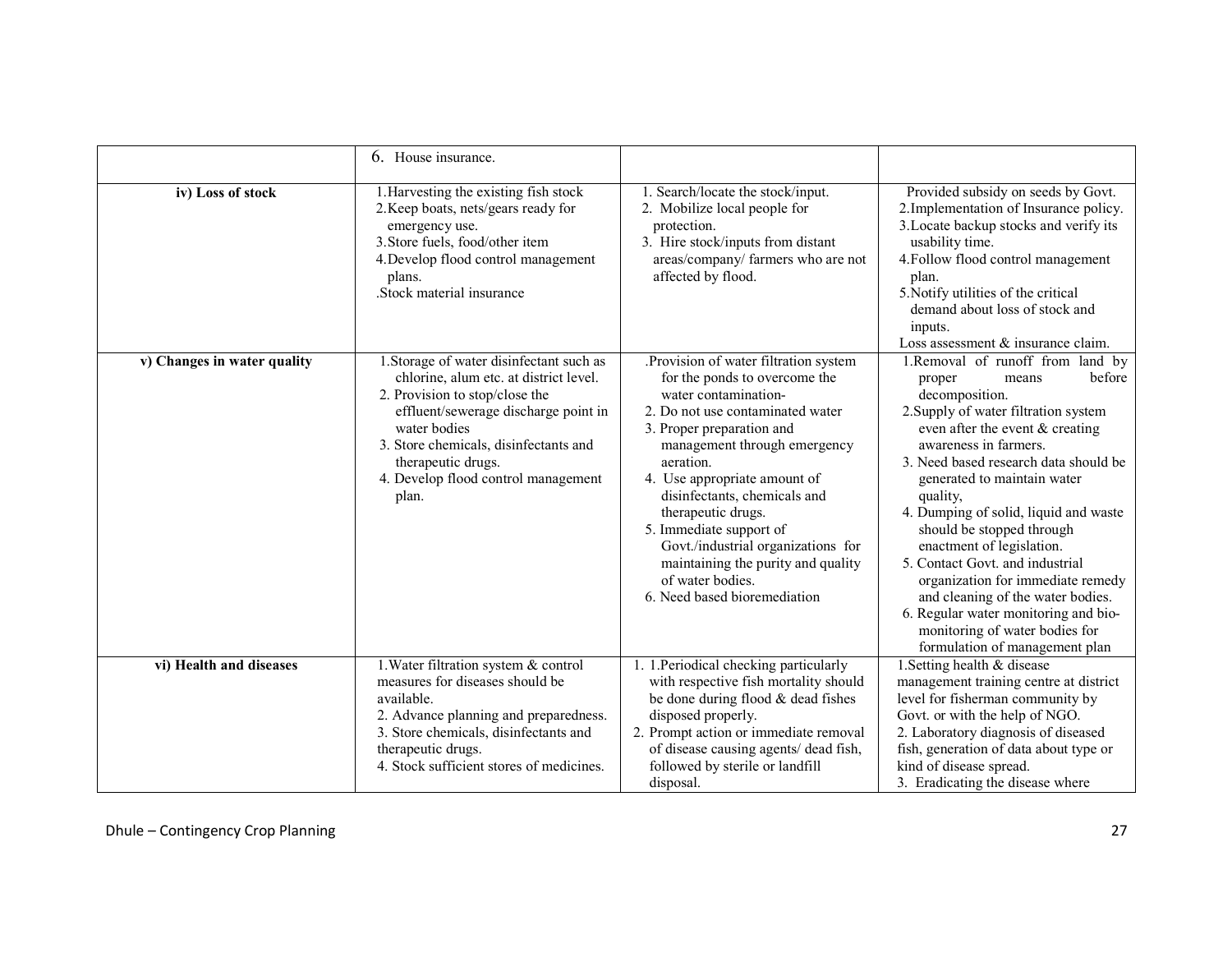| | | | |
|---|---|---|---|
| | 6. House insurance. | | |
| **iv) Loss of stock** | 1. Harvesting the existing fish stock<br>2. Keep boats, nets/gears ready for emergency use.<br>3. Store fuels, food/other item<br>4. Develop flood control management plans.<br>.Stock material insurance | 1. Search/locate the stock/input.<br>2. Mobilize local people for protection.<br>3. Hire stock/inputs from distant areas/company/ farmers who are not affected by flood. | Provided subsidy on seeds by Govt.<br>2. Implementation of Insurance policy.<br>3. Locate backup stocks and verify its usability time.<br>4. Follow flood control management plan.<br>5. Notify utilities of the critical demand about loss of stock and inputs.<br>Loss assessment & insurance claim. |
| **v) Changes in water quality** | 1. Storage of water disinfectant such as chlorine, alum etc. at district level.<br>2. Provision to stop/close the effluent/sewerage discharge point in water bodies<br>3. Store chemicals, disinfectants and therapeutic drugs.<br>4. Develop flood control management plan. | .Provision of water filtration system for the ponds to overcome the water contamination-<br>2. Do not use contaminated water<br>3. Proper preparation and management through emergency aeration.<br>4. Use appropriate amount of disinfectants, chemicals and therapeutic drugs.<br>5. Immediate support of Govt./industrial organizations for maintaining the purity and quality of water bodies.<br>6. Need based bioremediation | 1. Removal of runoff from land by proper means before decomposition.<br>2. Supply of water filtration system even after the event & creating awareness in farmers.<br>3. Need based research data should be generated to maintain water quality,<br>4. Dumping of solid, liquid and waste should be stopped through enactment of legislation.<br>5. Contact Govt. and industrial organization for immediate remedy and cleaning of the water bodies.<br>6. Regular water monitoring and bio-monitoring of water bodies for formulation of management plan |
| **vi) Health and diseases** | 1. Water filtration system & control measures for diseases should be available.<br>2. Advance planning and preparedness.<br>3. Store chemicals, disinfectants and therapeutic drugs.<br>4. Stock sufficient stores of medicines. | 1. 1.Periodical checking particularly with respective fish mortality should be done during flood & dead fishes disposed properly.<br>2. Prompt action or immediate removal of disease causing agents/ dead fish, followed by sterile or landfill disposal. | 1. Setting health & disease management training centre at district level for fisherman community by Govt. or with the help of NGO.<br>2. Laboratory diagnosis of diseased fish, generation of data about type or kind of disease spread.<br>3. Eradicating the disease where |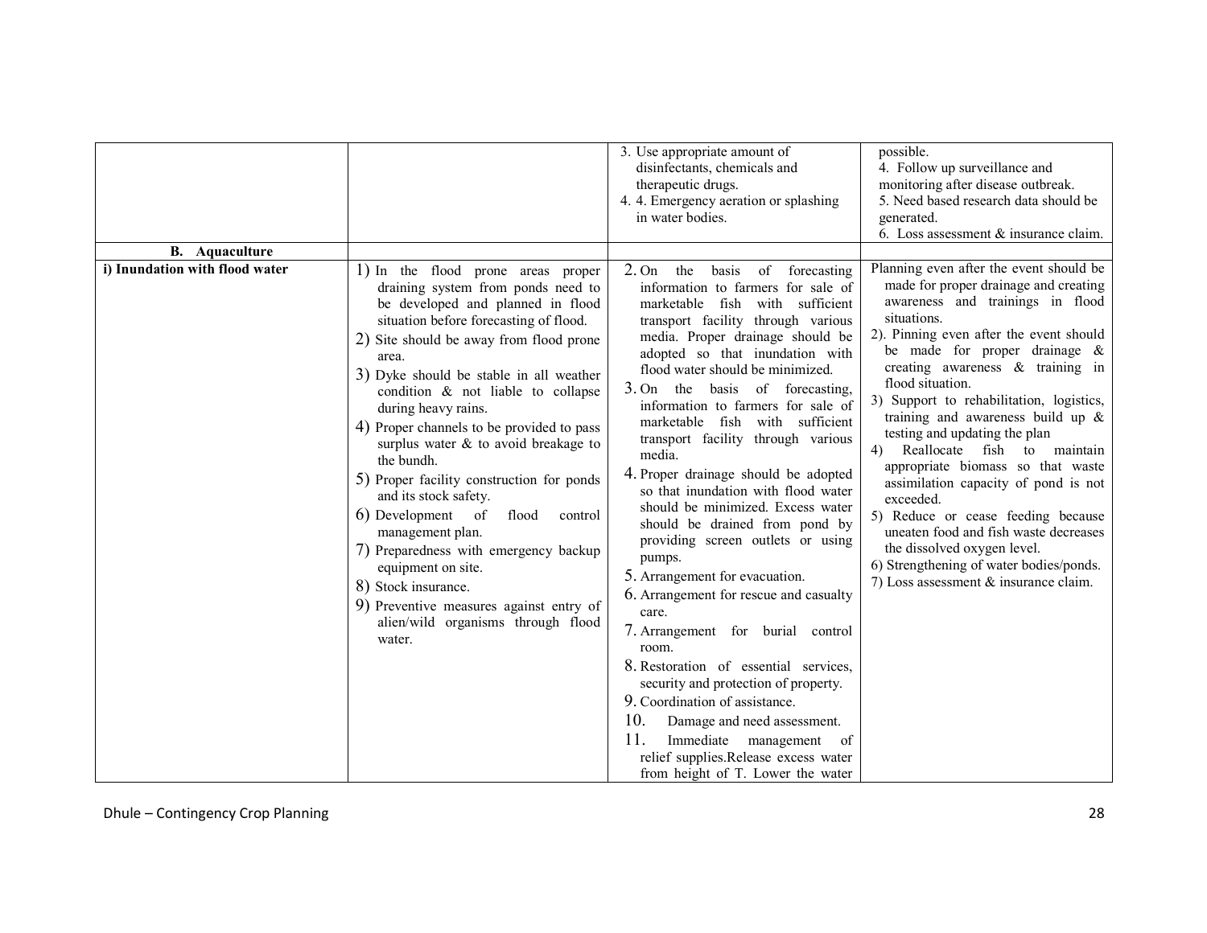| | | | |
|---|---|---|---|
| | | 3. Use appropriate amount of disinfectants, chemicals and therapeutic drugs.<br>4. 4. Emergency aeration or splashing in water bodies. | possible.<br>4. Follow up surveillance and monitoring after disease outbreak.<br>5. Need based research data should be generated.<br>6. Loss assessment & insurance claim. |
| **B. Aquaculture** | | | |
| **i) Inundation with flood water** | 1) In the flood prone areas proper draining system from ponds need to be developed and planned in flood situation before forecasting of flood.<br>2) Site should be away from flood prone area.<br>3) Dyke should be stable in all weather condition & not liable to collapse during heavy rains.<br>4) Proper channels to be provided to pass surplus water & to avoid breakage to the bundh.<br>5) Proper facility construction for ponds and its stock safety.<br>6) Development of flood control management plan.<br>7) Preparedness with emergency backup equipment on site.<br>8) Stock insurance.<br>9) Preventive measures against entry of alien/wild organisms through flood water. | 2. On the basis of forecasting information to farmers for sale of marketable fish with sufficient transport facility through various media. Proper drainage should be adopted so that inundation with flood water should be minimized.<br>3. On the basis of forecasting, information to farmers for sale of marketable fish with sufficient transport facility through various media.<br>4. Proper drainage should be adopted so that inundation with flood water should be minimized. Excess water should be drained from pond by providing screen outlets or using pumps.<br>5. Arrangement for evacuation.<br>6. Arrangement for rescue and casualty care.<br>7. Arrangement for burial control room.<br>8. Restoration of essential services, security and protection of property.<br>9. Coordination of assistance.<br>10. Damage and need assessment.<br>11. Immediate management of relief supplies.Release excess water from height of T. Lower the water | Planning even after the event should be made for proper drainage and creating awareness and trainings in flood situations.<br>2). Pinning even after the event should be made for proper drainage & creating awareness & training in flood situation.<br>3) Support to rehabilitation, logistics, training and awareness build up & testing and updating the plan<br>4) Reallocate fish to maintain appropriate biomass so that waste assimilation capacity of pond is not exceeded.<br>5) Reduce or cease feeding because uneaten food and fish waste decreases the dissolved oxygen level.<br>6) Strengthening of water bodies/ponds.<br>7) Loss assessment & insurance claim. |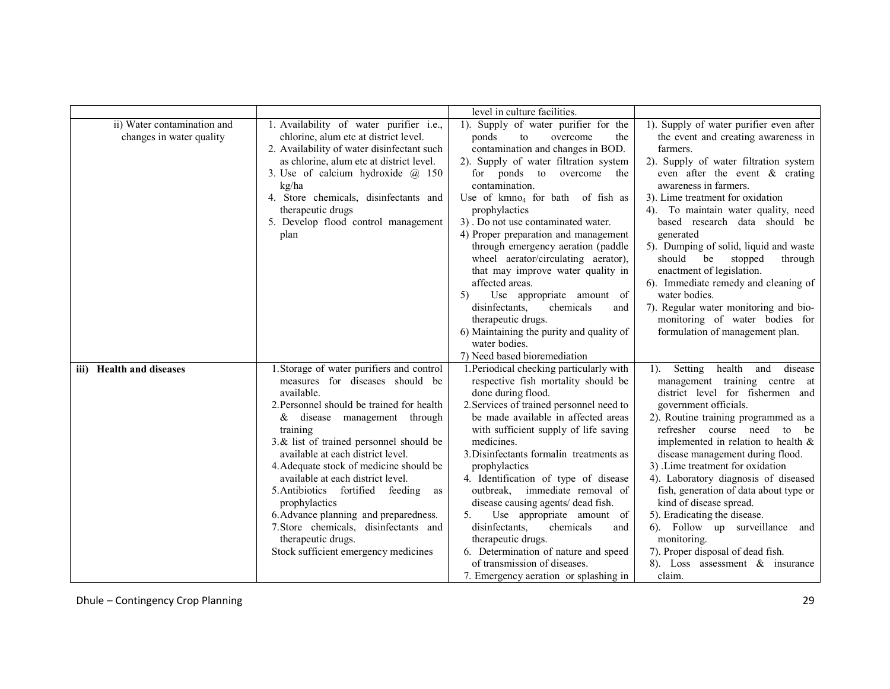| | | | |
|---|---|---|---|
| | | level in culture facilities. | |
| ii) Water contamination and changes in water quality | 1. Availability of water purifier i.e., chlorine, alum etc at district level.<br>2. Availability of water disinfectant such as chlorine, alum etc at district level.<br>3. Use of calcium hydroxide @ 150 kg/ha<br>4. Store chemicals, disinfectants and therapeutic drugs<br>5. Develop flood control management plan | 1). Supply of water purifier for the ponds to overcome the contamination and changes in BOD.<br>2). Supply of water filtration system for ponds to overcome the contamination.<br>Use of kmno$_4$ for bath of fish as prophylactics<br>3) . Do not use contaminated water.<br>4) Proper preparation and management through emergency aeration (paddle wheel aerator/circulating aerator), that may improve water quality in affected areas.<br>5) Use appropriate amount of disinfectants, chemicals and therapeutic drugs.<br>6) Maintaining the purity and quality of water bodies.<br>7) Need based bioremediation | 1). Supply of water purifier even after the event and creating awareness in farmers.<br>2). Supply of water filtration system even after the event & crating awareness in farmers.<br>3). Lime treatment for oxidation<br>4). To maintain water quality, need based research data should be generated<br>5). Dumping of solid, liquid and waste should be stopped through enactment of legislation.<br>6). Immediate remedy and cleaning of water bodies.<br>7). Regular water monitoring and bio-monitoring of water bodies for formulation of management plan. |
| **iii) Health and diseases** | 1. Storage of water purifiers and control measures for diseases should be available.<br>2. Personnel should be trained for health & disease management through training<br>3. & list of trained personnel should be available at each district level.<br>4. Adequate stock of medicine should be available at each district level.<br>5. Antibiotics fortified feeding as prophylactics<br>6. Advance planning and preparedness.<br>7. Store chemicals, disinfectants and therapeutic drugs.<br>Stock sufficient emergency medicines | 1. Periodical checking particularly with respective fish mortality should be done during flood.<br>2. Services of trained personnel need to be made available in affected areas with sufficient supply of life saving medicines.<br>3. Disinfectants formalin treatments as prophylactics<br>4. Identification of type of disease outbreak, immediate removal of disease causing agents/ dead fish.<br>5. Use appropriate amount of disinfectants, chemicals and therapeutic drugs.<br>6. Determination of nature and speed of transmission of diseases.<br>7. Emergency aeration or splashing in | 1). Setting health and disease management training centre at district level for fishermen and government officials.<br>2). Routine training programmed as a refresher course need to be implemented in relation to health & disease management during flood.<br>3) .Lime treatment for oxidation<br>4). Laboratory diagnosis of diseased fish, generation of data about type or kind of disease spread.<br>5). Eradicating the disease.<br>6). Follow up surveillance and monitoring.<br>7). Proper disposal of dead fish.<br>8). Loss assessment & insurance claim. |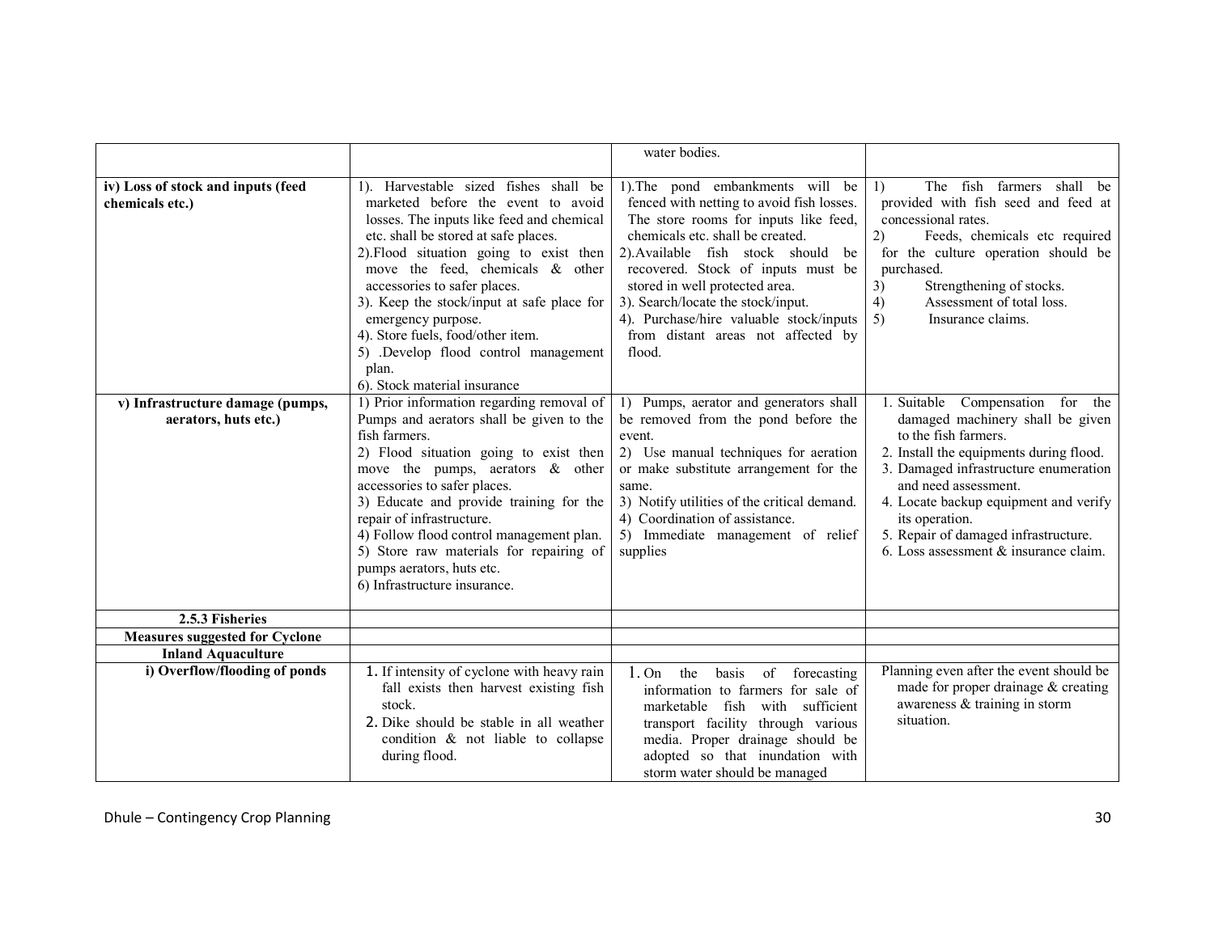| | | | |
|---|---|---|---|
| | | water bodies. | |
| **iv) Loss of stock and inputs (feed chemicals etc.)** | 1). Harvestable sized fishes shall be marketed before the event to avoid losses. The inputs like feed and chemical etc. shall be stored at safe places.<br>2).Flood situation going to exist then move the feed, chemicals & other accessories to safer places.<br>3). Keep the stock/input at safe place for emergency purpose.<br>4). Store fuels, food/other item.<br>5) .Develop flood control management plan.<br>6). Stock material insurance | 1).The pond embankments will be fenced with netting to avoid fish losses. The store rooms for inputs like feed, chemicals etc. shall be created.<br>2).Available fish stock should be recovered. Stock of inputs must be stored in well protected area.<br>3). Search/locate the stock/input.<br>4). Purchase/hire valuable stock/inputs from distant areas not affected by flood. | 1) The fish farmers shall be provided with fish seed and feed at concessional rates.<br>2) Feeds, chemicals etc required for the culture operation should be purchased.<br>3) Strengthening of stocks.<br>4) Assessment of total loss.<br>5) Insurance claims. |
| **v) Infrastructure damage (pumps, aerators, huts etc.)** | 1) Prior information regarding removal of Pumps and aerators shall be given to the fish farmers.<br>2) Flood situation going to exist then move the pumps, aerators & other accessories to safer places.<br>3) Educate and provide training for the repair of infrastructure.<br>4) Follow flood control management plan.<br>5) Store raw materials for repairing of pumps aerators, huts etc.<br>6) Infrastructure insurance. | 1) Pumps, aerator and generators shall be removed from the pond before the event.<br>2) Use manual techniques for aeration or make substitute arrangement for the same.<br>3) Notify utilities of the critical demand.<br>4) Coordination of assistance.<br>5) Immediate management of relief supplies | 1. Suitable Compensation for the damaged machinery shall be given to the fish farmers.<br>2. Install the equipments during flood.<br>3. Damaged infrastructure enumeration and need assessment.<br>4. Locate backup equipment and verify its operation.<br>5. Repair of damaged infrastructure.<br>6. Loss assessment & insurance claim. |
| **2.5.3 Fisheries** | | | |
| **Measures suggested for Cyclone** | | | |
| **Inland Aquaculture** | | | |
| **i) Overflow/flooding of ponds** | 1. If intensity of cyclone with heavy rain fall exists then harvest existing fish stock.<br>2. Dike should be stable in all weather condition & not liable to collapse during flood. | 1. On the basis of forecasting information to farmers for sale of marketable fish with sufficient transport facility through various media. Proper drainage should be adopted so that inundation with storm water should be managed | Planning even after the event should be made for proper drainage & creating awareness & training in storm situation. |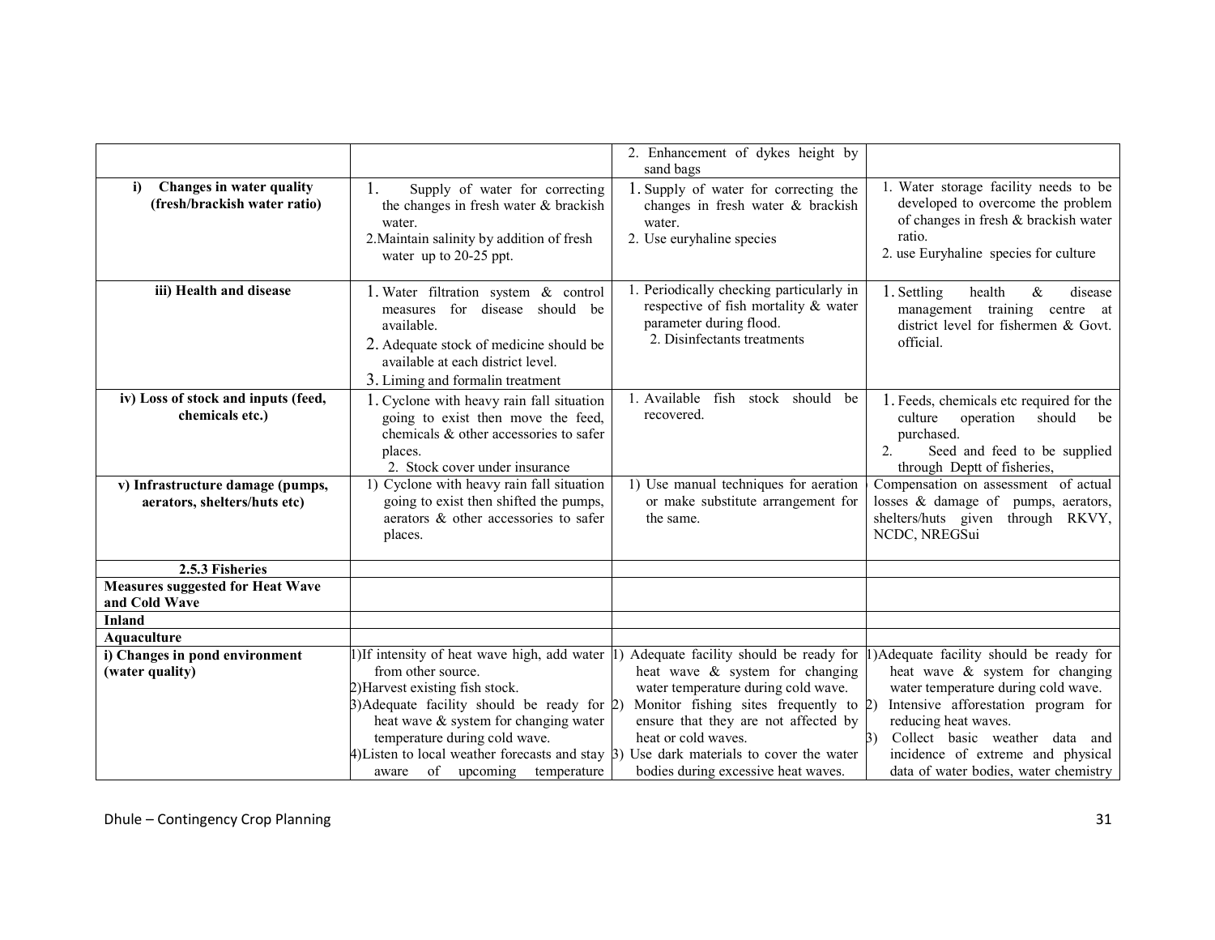| | | | |
|---|---|---|---|
| | | 2. Enhancement of dykes height by sand bags | |
| **i) Changes in water quality (fresh/brackish water ratio)** | 1. Supply of water for correcting the changes in fresh water & brackish water.<br>2.Maintain salinity by addition of fresh water up to 20-25 ppt. | 1. Supply of water for correcting the changes in fresh water & brackish water.<br>2. Use euryhaline species | 1. Water storage facility needs to be developed to overcome the problem of changes in fresh & brackish water ratio.<br>2. use Euryhaline species for culture |
| **iii) Health and disease** | 1. Water filtration system & control measures for disease should be available.<br>2. Adequate stock of medicine should be available at each district level.<br>3. Liming and formalin treatment | 1. Periodically checking particularly in respective of fish mortality & water parameter during flood.<br>2. Disinfectants treatments | 1. Settling health & disease management training centre at district level for fishermen & Govt. official. |
| **iv) Loss of stock and inputs (feed, chemicals etc.)** | 1. Cyclone with heavy rain fall situation going to exist then move the feed, chemicals & other accessories to safer places.<br>2. Stock cover under insurance | 1. Available fish stock should be recovered. | 1. Feeds, chemicals etc required for the culture operation should be purchased.<br>2. Seed and feed to be supplied through Deptt of fisheries, |
| **v) Infrastructure damage (pumps, aerators, shelters/huts etc)** | 1) Cyclone with heavy rain fall situation going to exist then shifted the pumps, aerators & other accessories to safer places. | 1) Use manual techniques for aeration or make substitute arrangement for the same. | Compensation on assessment of actual losses & damage of pumps, aerators, shelters/huts given through RKVY, NCDC, NREGSui |
| **2.5.3 Fisheries** | | | |
| **Measures suggested for Heat Wave and Cold Wave** | | | |
| **Inland** | | | |
| **Aquaculture** | | | |
| **i) Changes in pond environment (water quality)** | 1)If intensity of heat wave high, add water from other source.<br>2)Harvest existing fish stock.<br>3)Adequate facility should be ready for heat wave & system for changing water temperature during cold wave.<br>4)Listen to local weather forecasts and stay aware of upcoming temperature | 1) Adequate facility should be ready for heat wave & system for changing water temperature during cold wave.<br>2) Monitor fishing sites frequently to ensure that they are not affected by heat or cold waves.<br>3) Use dark materials to cover the water bodies during excessive heat waves. | 1)Adequate facility should be ready for heat wave & system for changing water temperature during cold wave.<br>2) Intensive afforestation program for reducing heat waves.<br>3) Collect basic weather data and incidence of extreme and physical data of water bodies, water chemistry |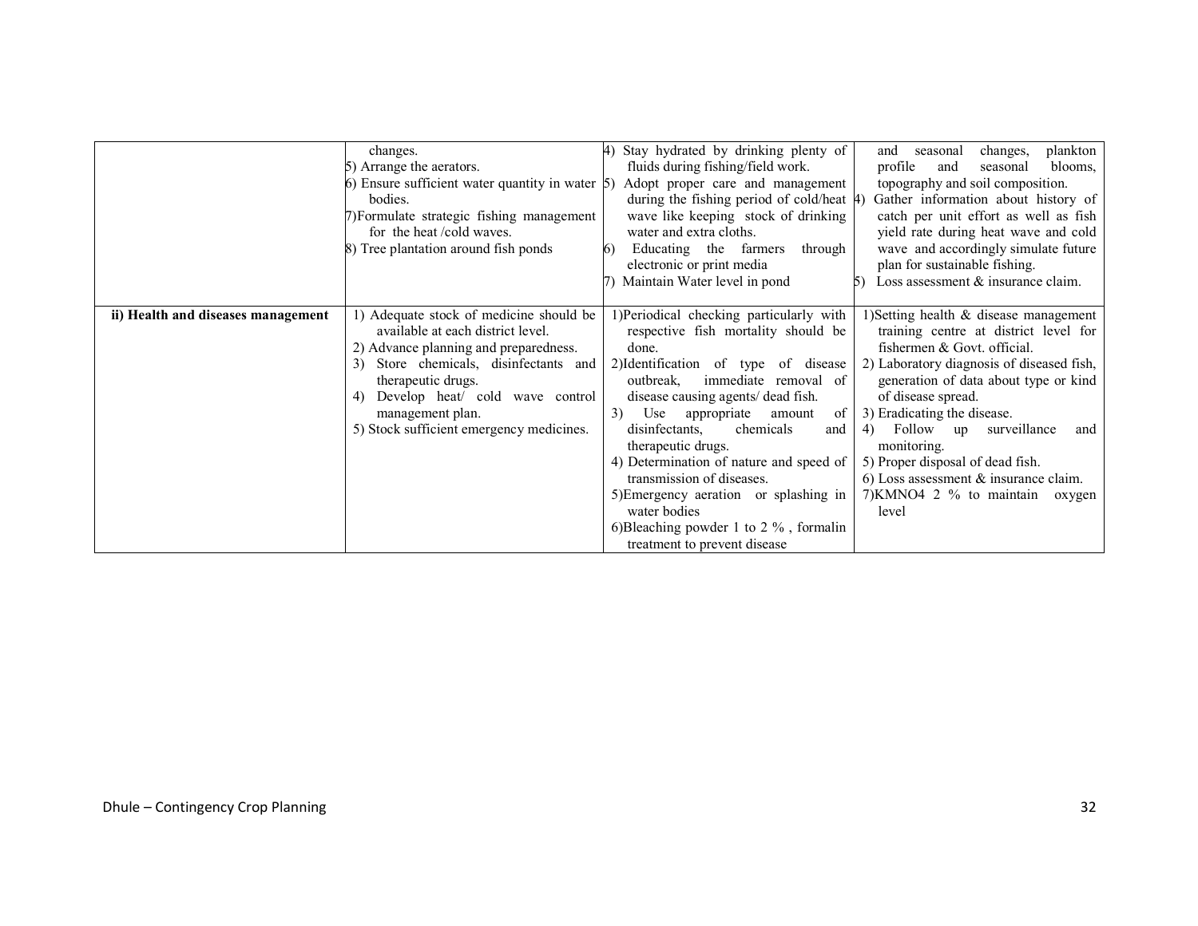| | | | |
|---|---|---|---|
| | changes.<br>5) Arrange the aerators.<br>6) Ensure sufficient water quantity in water bodies.<br>7)Formulate strategic fishing management for the heat /cold waves.<br>8) Tree plantation around fish ponds | 4) Stay hydrated by drinking plenty of fluids during fishing/field work.<br>5) Adopt proper care and management during the fishing period of cold/heat wave like keeping stock of drinking water and extra cloths.<br>6) Educating the farmers through electronic or print media<br>7) Maintain Water level in pond | and seasonal changes, plankton profile and seasonal blooms, topography and soil composition.<br>4) Gather information about history of catch per unit effort as well as fish yield rate during heat wave and cold wave and accordingly simulate future plan for sustainable fishing.<br>5) Loss assessment & insurance claim. |
| **ii) Health and diseases management** | 1) Adequate stock of medicine should be available at each district level.<br>2) Advance planning and preparedness.<br>3) Store chemicals, disinfectants and therapeutic drugs.<br>4) Develop heat/ cold wave control management plan.<br>5) Stock sufficient emergency medicines. | 1)Periodical checking particularly with respective fish mortality should be done.<br>2)Identification of type of disease outbreak, immediate removal of disease causing agents/ dead fish.<br>3) Use appropriate amount of disinfectants, chemicals and therapeutic drugs.<br>4) Determination of nature and speed of transmission of diseases.<br>5)Emergency aeration or splashing in water bodies<br>6)Bleaching powder 1 to 2 % , formalin treatment to prevent disease | 1)Setting health & disease management training centre at district level for fishermen & Govt. official.<br>2) Laboratory diagnosis of diseased fish, generation of data about type or kind of disease spread.<br>3) Eradicating the disease.<br>4) Follow up surveillance and monitoring.<br>5) Proper disposal of dead fish.<br>6) Loss assessment & insurance claim.<br>7)KMNO4 2 % to maintain oxygen level |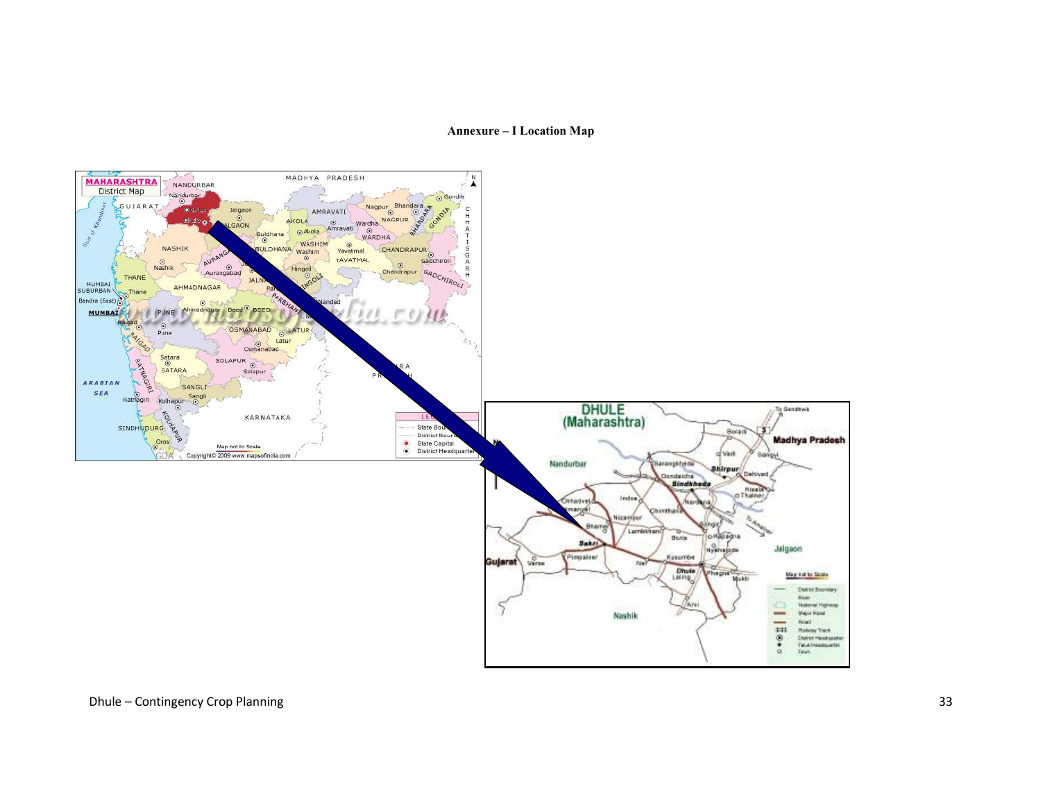**Annexure – I Location Map**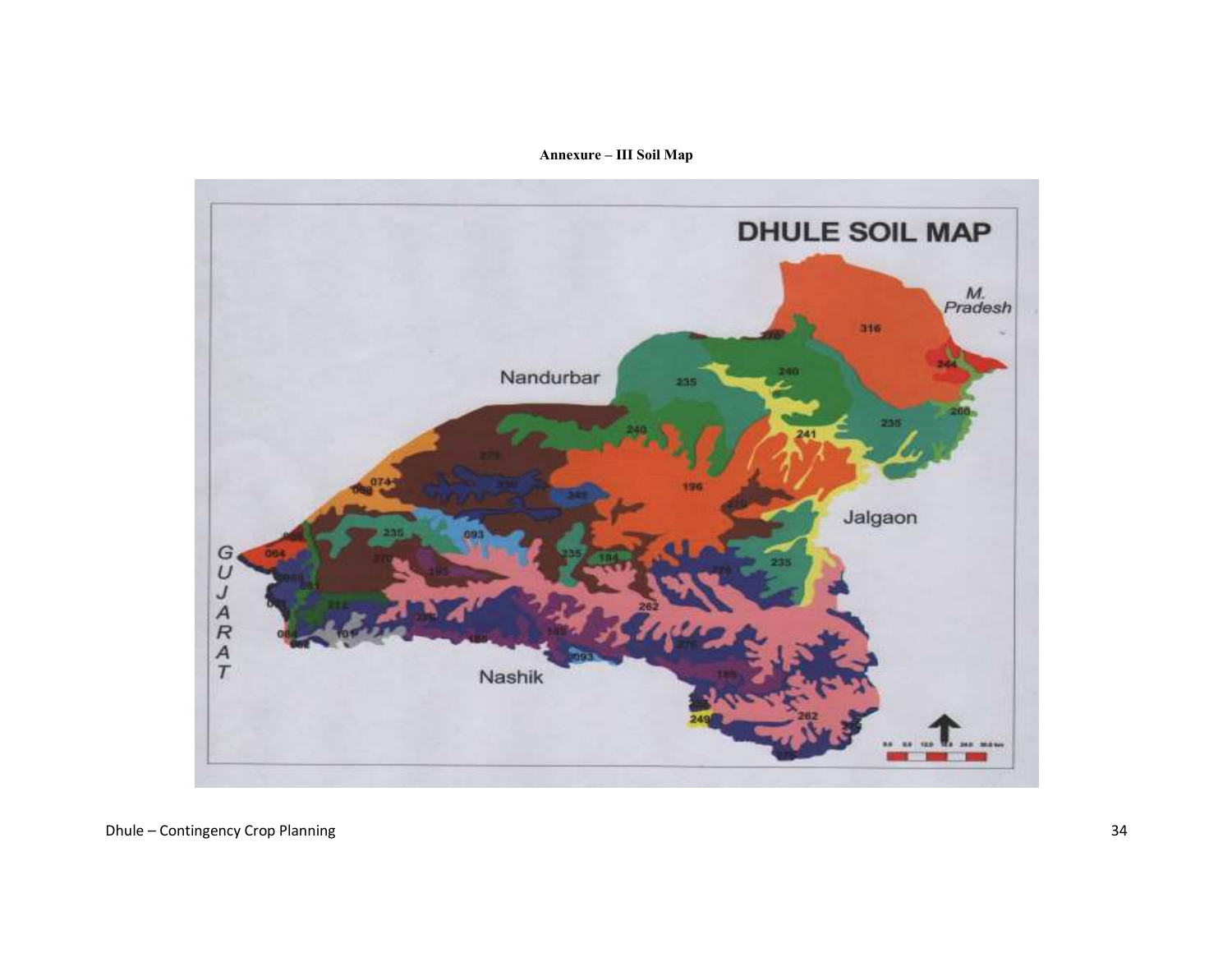**Annexure – III Soil Map**

DHULE SOIL MAP

M. Pradesh

Nandurbar

Jalgaon

GUJARAT

Nashik

316

244

276

235

240

260

241

196

074

235

093

248

064

235

194

270

191

212

262

276

101

188

189

276

2093

189

249

262